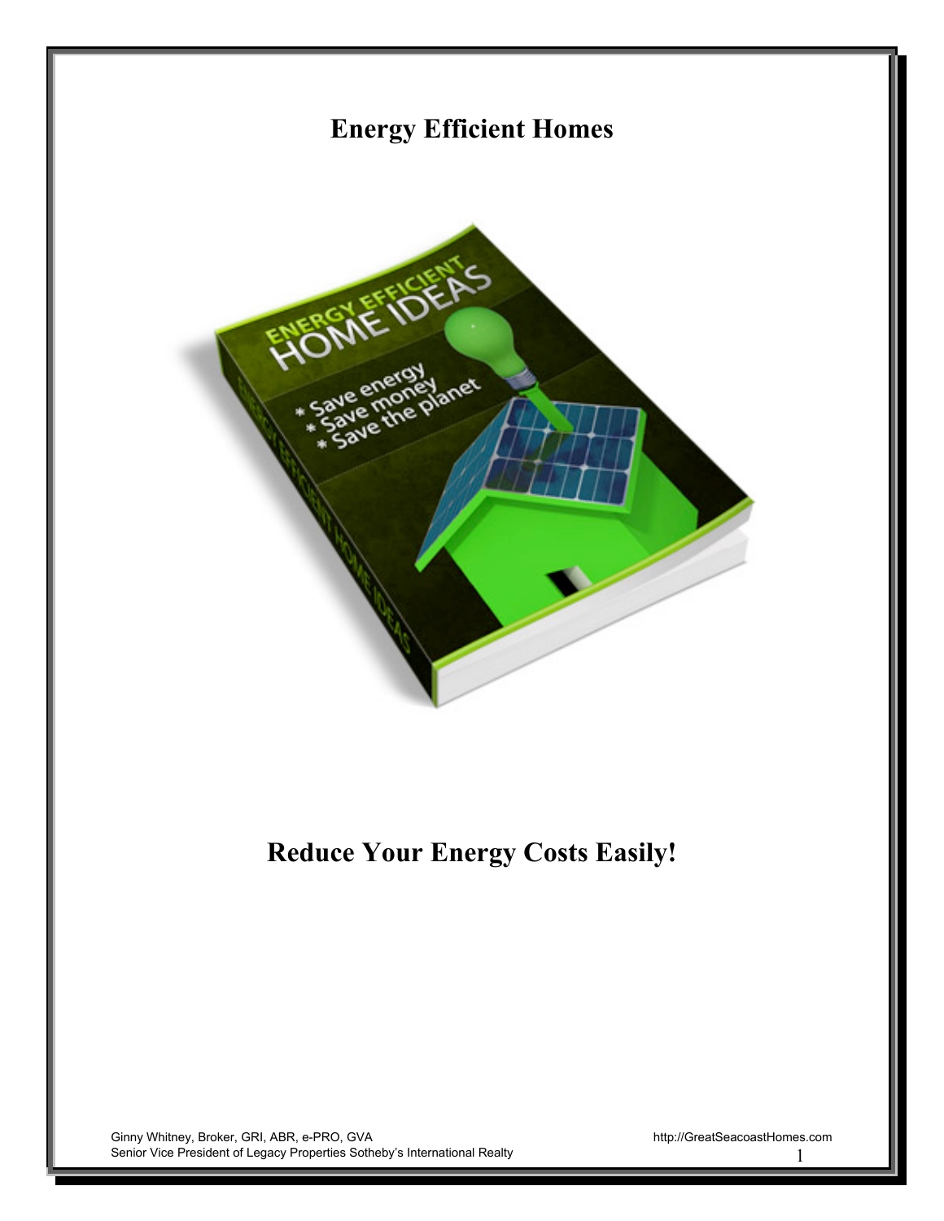# Energy Efficient Homes

## Reduce Your Energy Costs Easily!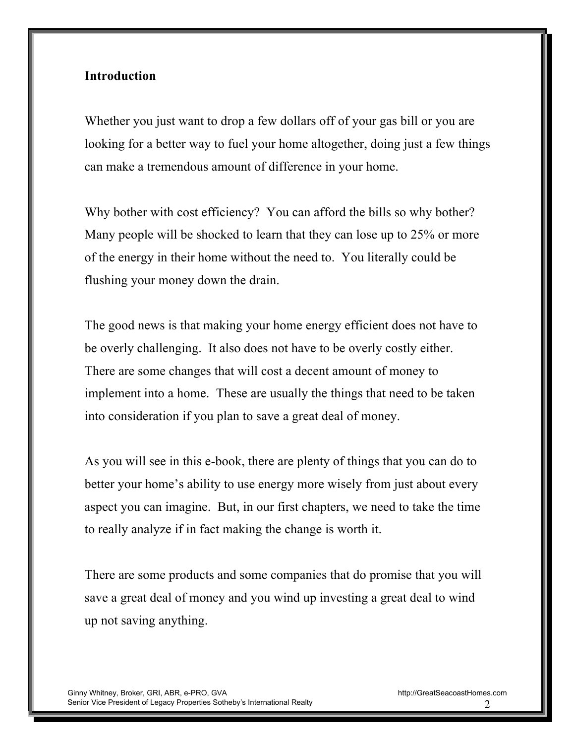## Introduction

Whether you just want to drop a few dollars off of your gas bill or you are looking for a better way to fuel your home altogether, doing just a few things can make a tremendous amount of difference in your home.

Why bother with cost efficiency? You can afford the bills so why bother? Many people will be shocked to learn that they can lose up to 25% or more of the energy in their home without the need to. You literally could be flushing your money down the drain.

The good news is that making your home energy efficient does not have to be overly challenging. It also does not have to be overly costly either. There are some changes that will cost a decent amount of money to implement into a home. These are usually the things that need to be taken into consideration if you plan to save a great deal of money.

As you will see in this e-book, there are plenty of things that you can do to better your home's ability to use energy more wisely from just about every aspect you can imagine. But, in our first chapters, we need to take the time to really analyze if in fact making the change is worth it.

There are some products and some companies that do promise that you will save a great deal of money and you wind up investing a great deal to wind up not saving anything.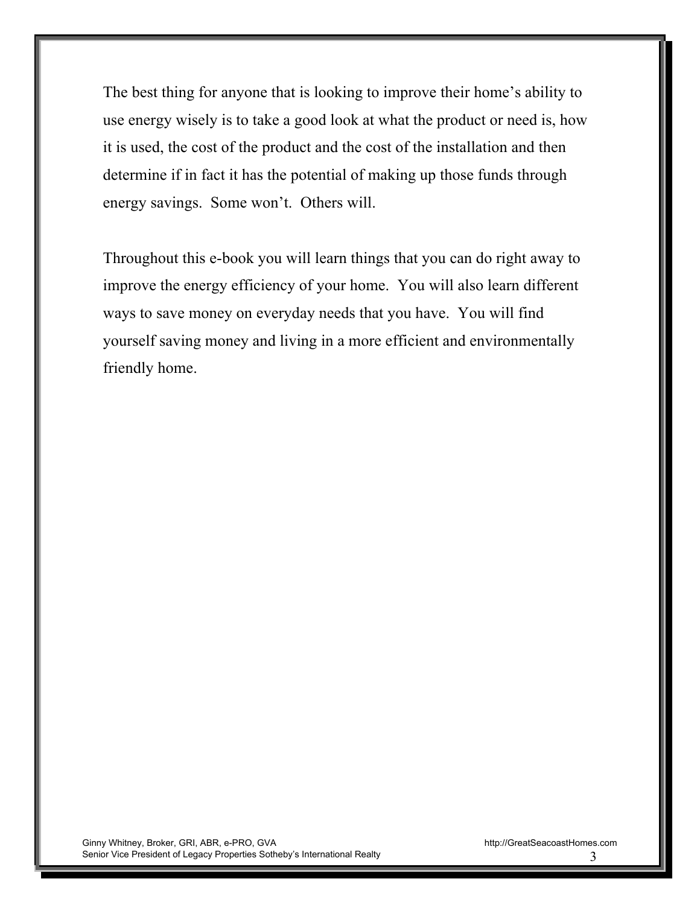The best thing for anyone that is looking to improve their home's ability to use energy wisely is to take a good look at what the product or need is, how it is used, the cost of the product and the cost of the installation and then determine if in fact it has the potential of making up those funds through energy savings. Some won't. Others will.

Throughout this e-book you will learn things that you can do right away to improve the energy efficiency of your home. You will also learn different ways to save money on everyday needs that you have. You will find yourself saving money and living in a more efficient and environmentally friendly home.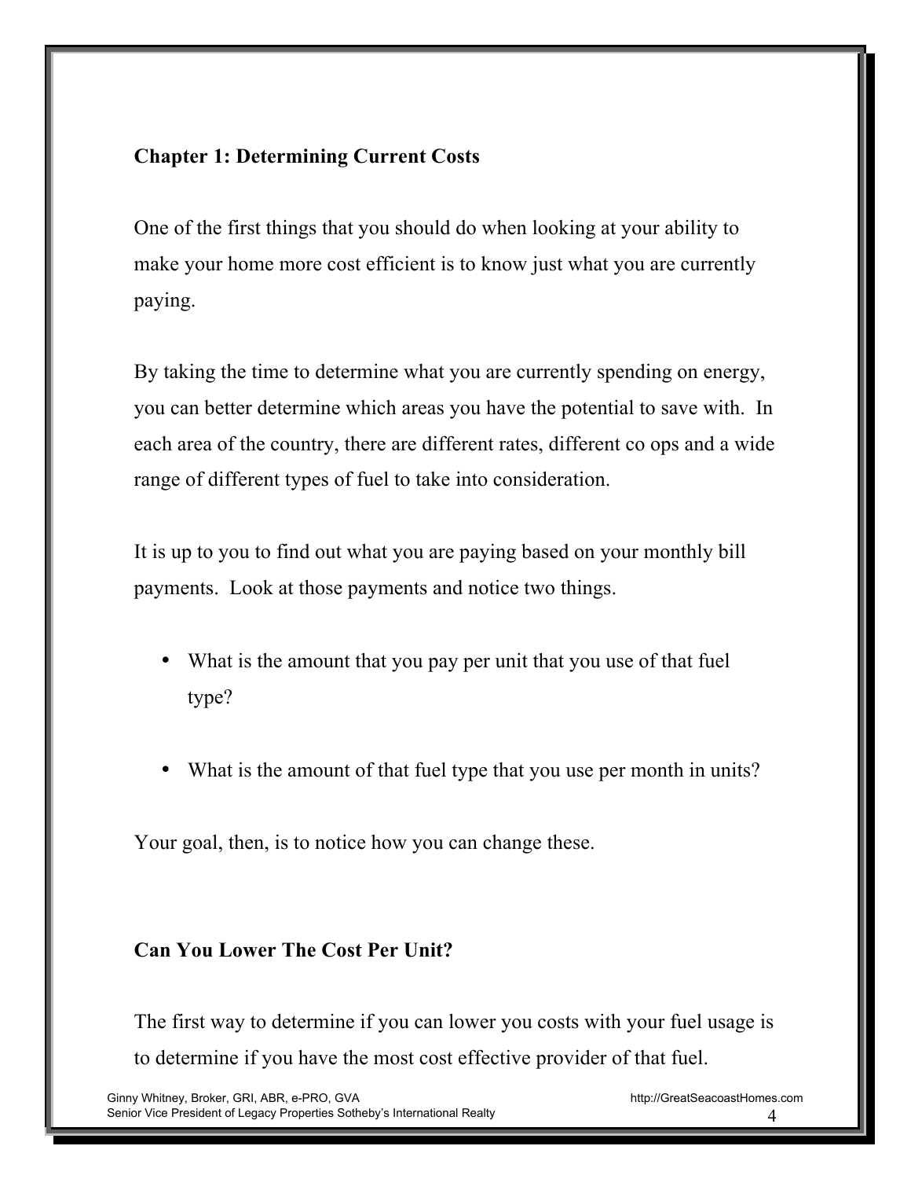## Chapter 1: Determining Current Costs

One of the first things that you should do when looking at your ability to make your home more cost efficient is to know just what you are currently paying.

By taking the time to determine what you are currently spending on energy, you can better determine which areas you have the potential to save with. In each area of the country, there are different rates, different co ops and a wide range of different types of fuel to take into consideration.

It is up to you to find out what you are paying based on your monthly bill payments. Look at those payments and notice two things.

- What is the amount that you pay per unit that you use of that fuel type?
- What is the amount of that fuel type that you use per month in units?

Your goal, then, is to notice how you can change these.

### Can You Lower The Cost Per Unit?

The first way to determine if you can lower you costs with your fuel usage is to determine if you have the most cost effective provider of that fuel.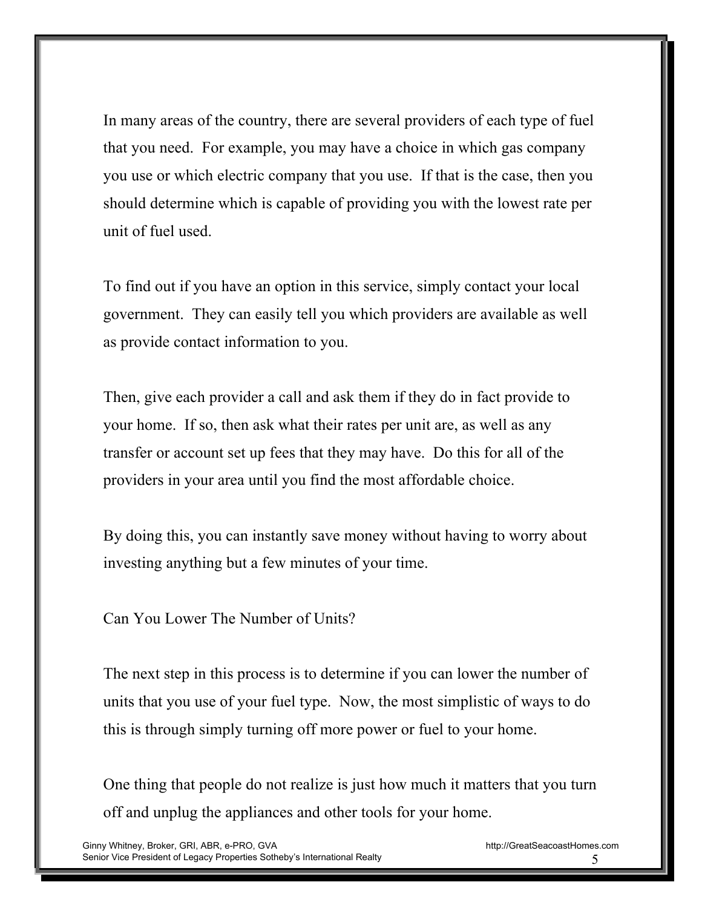In many areas of the country, there are several providers of each type of fuel that you need. For example, you may have a choice in which gas company you use or which electric company that you use. If that is the case, then you should determine which is capable of providing you with the lowest rate per unit of fuel used.

To find out if you have an option in this service, simply contact your local government. They can easily tell you which providers are available as well as provide contact information to you.

Then, give each provider a call and ask them if they do in fact provide to your home. If so, then ask what their rates per unit are, as well as any transfer or account set up fees that they may have. Do this for all of the providers in your area until you find the most affordable choice.

By doing this, you can instantly save money without having to worry about investing anything but a few minutes of your time.

## Can You Lower The Number of Units?

The next step in this process is to determine if you can lower the number of units that you use of your fuel type. Now, the most simplistic of ways to do this is through simply turning off more power or fuel to your home.

One thing that people do not realize is just how much it matters that you turn off and unplug the appliances and other tools for your home.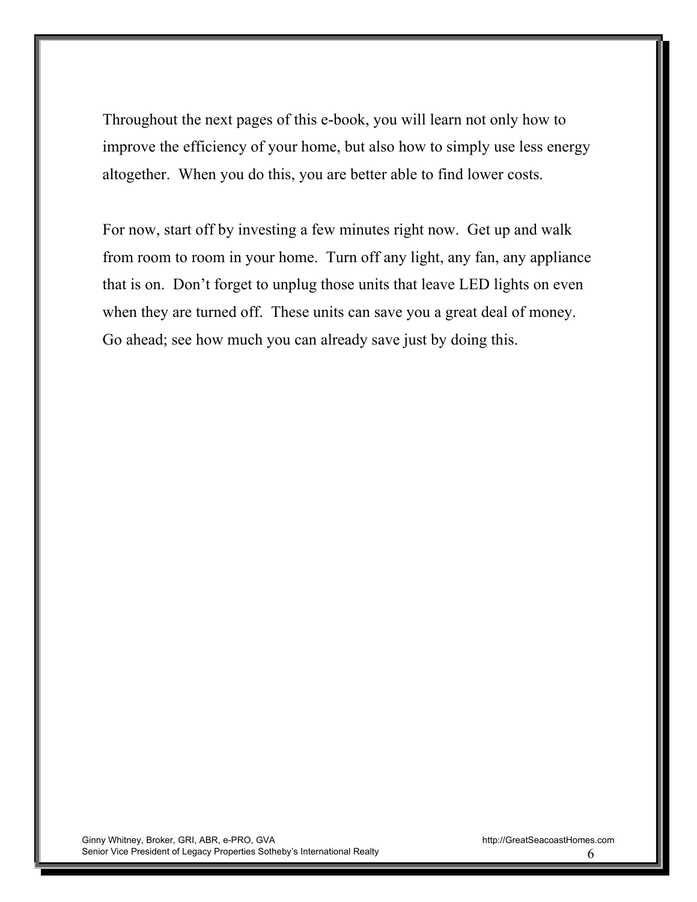Throughout the next pages of this e-book, you will learn not only how to improve the efficiency of your home, but also how to simply use less energy altogether. When you do this, you are better able to find lower costs.

For now, start off by investing a few minutes right now. Get up and walk from room to room in your home. Turn off any light, any fan, any appliance that is on. Don't forget to unplug those units that leave LED lights on even when they are turned off. These units can save you a great deal of money. Go ahead; see how much you can already save just by doing this.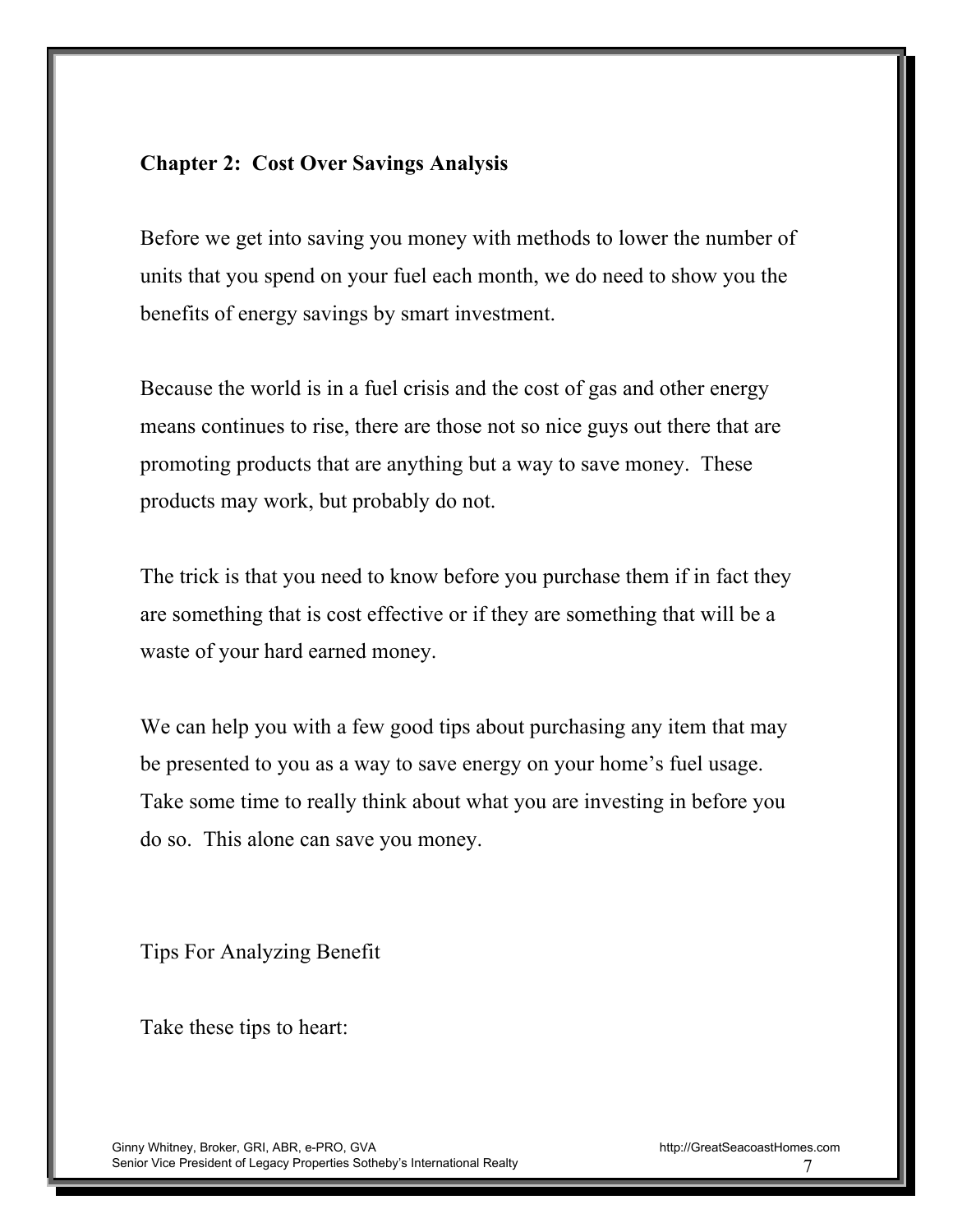## Chapter 2: Cost Over Savings Analysis

Before we get into saving you money with methods to lower the number of units that you spend on your fuel each month, we do need to show you the benefits of energy savings by smart investment.

Because the world is in a fuel crisis and the cost of gas and other energy means continues to rise, there are those not so nice guys out there that are promoting products that are anything but a way to save money. These products may work, but probably do not.

The trick is that you need to know before you purchase them if in fact they are something that is cost effective or if they are something that will be a waste of your hard earned money.

We can help you with a few good tips about purchasing any item that may be presented to you as a way to save energy on your home's fuel usage. Take some time to really think about what you are investing in before you do so. This alone can save you money.

### Tips For Analyzing Benefit

Take these tips to heart: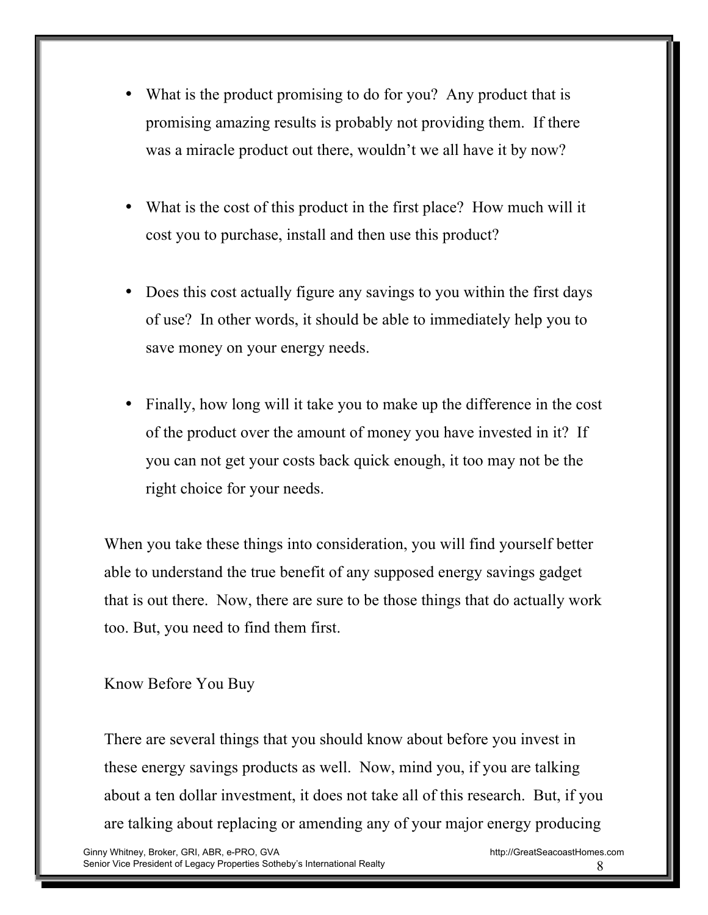- What is the product promising to do for you? Any product that is promising amazing results is probably not providing them. If there was a miracle product out there, wouldn't we all have it by now?

- What is the cost of this product in the first place? How much will it cost you to purchase, install and then use this product?

- Does this cost actually figure any savings to you within the first days of use? In other words, it should be able to immediately help you to save money on your energy needs.

- Finally, how long will it take you to make up the difference in the cost of the product over the amount of money you have invested in it? If you can not get your costs back quick enough, it too may not be the right choice for your needs.

When you take these things into consideration, you will find yourself better able to understand the true benefit of any supposed energy savings gadget that is out there. Now, there are sure to be those things that do actually work too. But, you need to find them first.

## Know Before You Buy

There are several things that you should know about before you invest in these energy savings products as well. Now, mind you, if you are talking about a ten dollar investment, it does not take all of this research. But, if you are talking about replacing or amending any of your major energy producing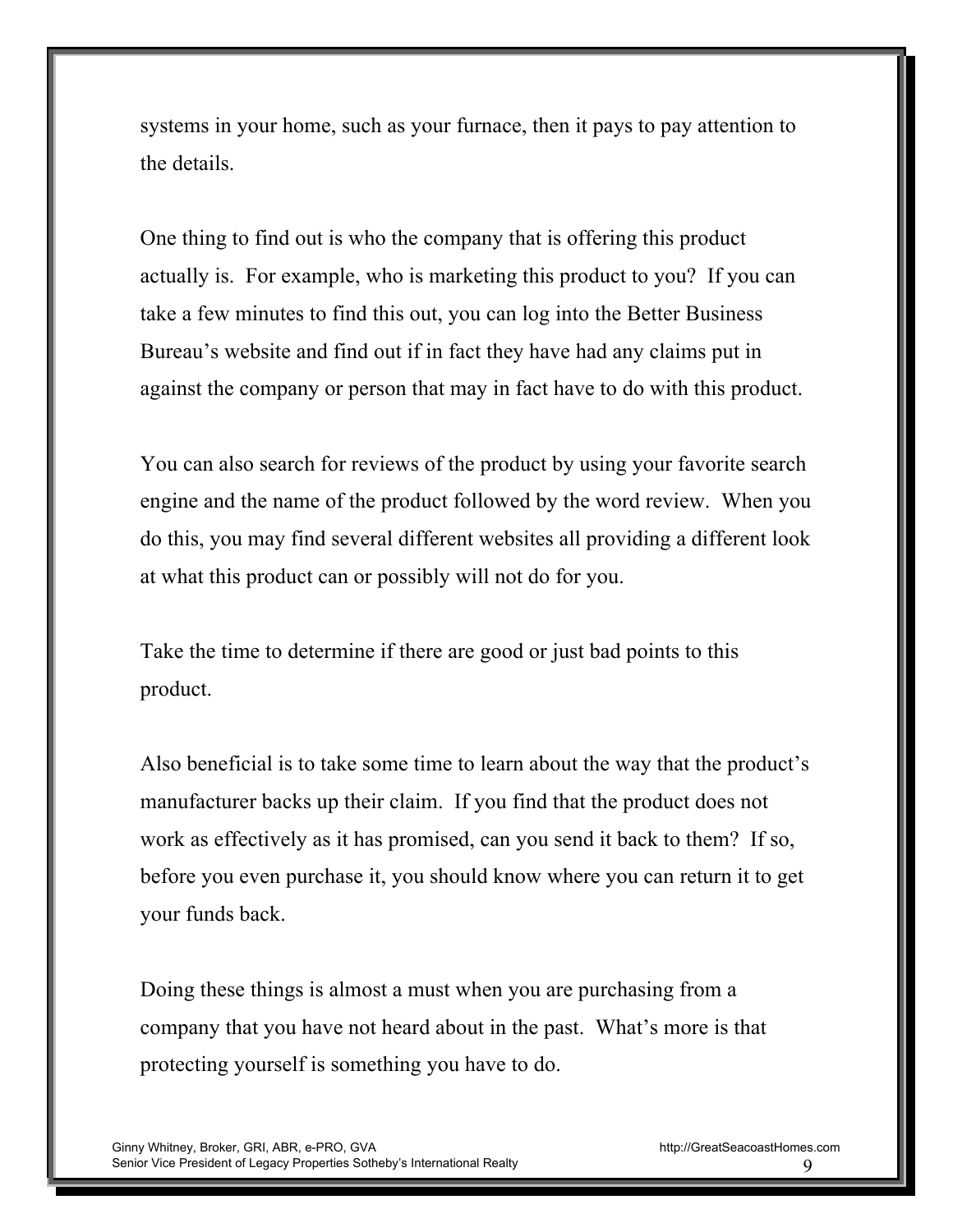systems in your home, such as your furnace, then it pays to pay attention to the details.

One thing to find out is who the company that is offering this product actually is. For example, who is marketing this product to you? If you can take a few minutes to find this out, you can log into the Better Business Bureau's website and find out if in fact they have had any claims put in against the company or person that may in fact have to do with this product.

You can also search for reviews of the product by using your favorite search engine and the name of the product followed by the word review. When you do this, you may find several different websites all providing a different look at what this product can or possibly will not do for you.

Take the time to determine if there are good or just bad points to this product.

Also beneficial is to take some time to learn about the way that the product's manufacturer backs up their claim. If you find that the product does not work as effectively as it has promised, can you send it back to them? If so, before you even purchase it, you should know where you can return it to get your funds back.

Doing these things is almost a must when you are purchasing from a company that you have not heard about in the past. What's more is that protecting yourself is something you have to do.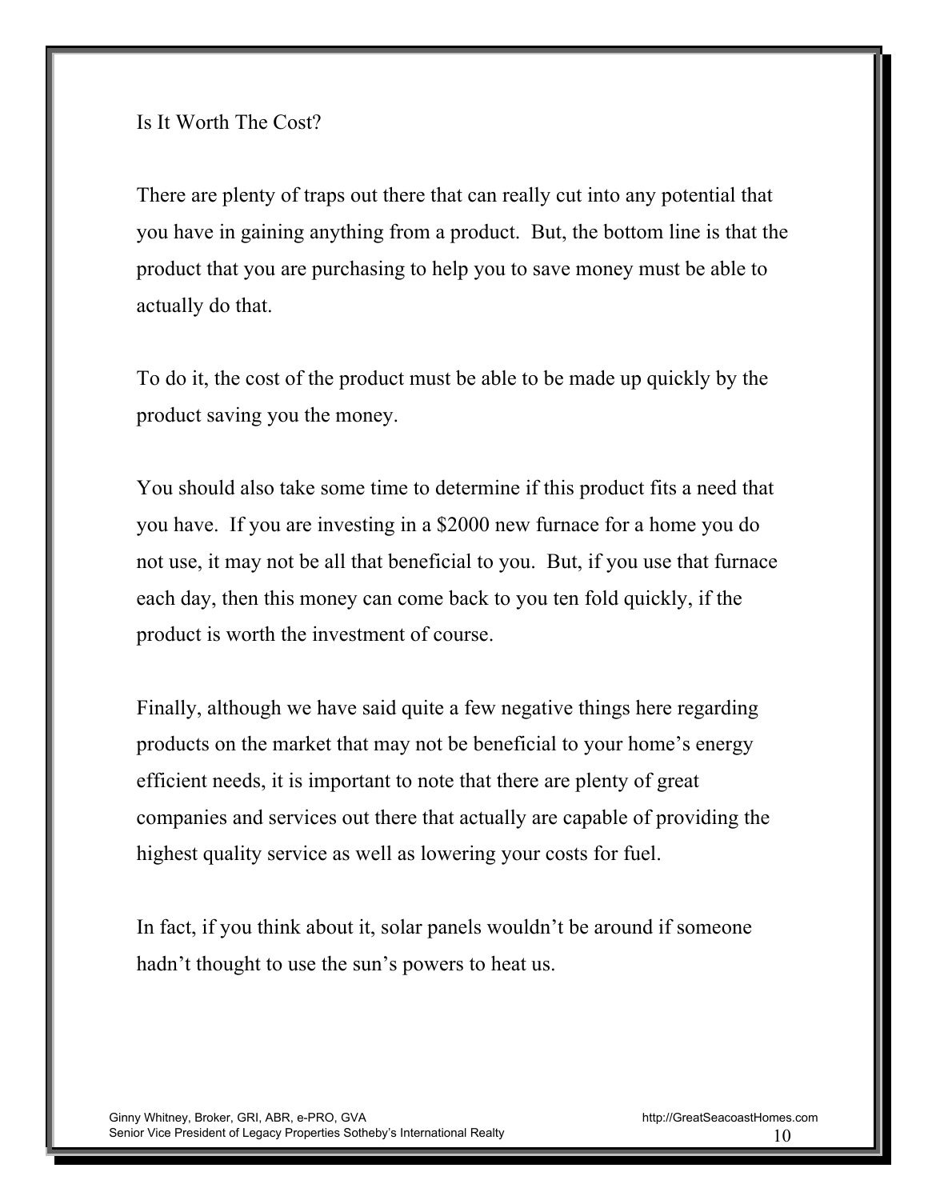## Is It Worth The Cost?

There are plenty of traps out there that can really cut into any potential that you have in gaining anything from a product. But, the bottom line is that the product that you are purchasing to help you to save money must be able to actually do that.

To do it, the cost of the product must be able to be made up quickly by the product saving you the money.

You should also take some time to determine if this product fits a need that you have. If you are investing in a $2000 new furnace for a home you do not use, it may not be all that beneficial to you. But, if you use that furnace each day, then this money can come back to you ten fold quickly, if the product is worth the investment of course.

Finally, although we have said quite a few negative things here regarding products on the market that may not be beneficial to your home's energy efficient needs, it is important to note that there are plenty of great companies and services out there that actually are capable of providing the highest quality service as well as lowering your costs for fuel.

In fact, if you think about it, solar panels wouldn't be around if someone hadn't thought to use the sun's powers to heat us.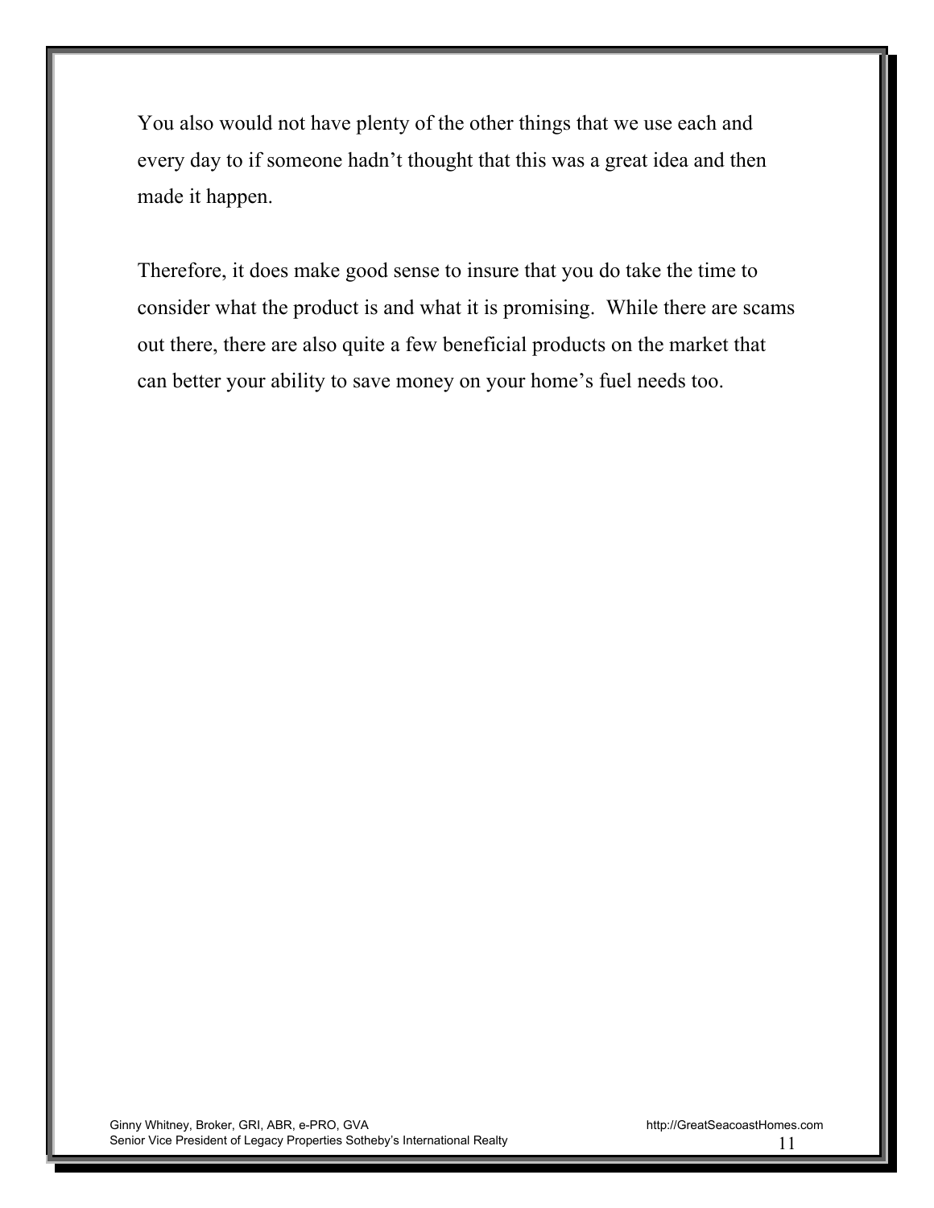You also would not have plenty of the other things that we use each and every day to if someone hadn't thought that this was a great idea and then made it happen.

Therefore, it does make good sense to insure that you do take the time to consider what the product is and what it is promising.  While there are scams out there, there are also quite a few beneficial products on the market that can better your ability to save money on your home's fuel needs too.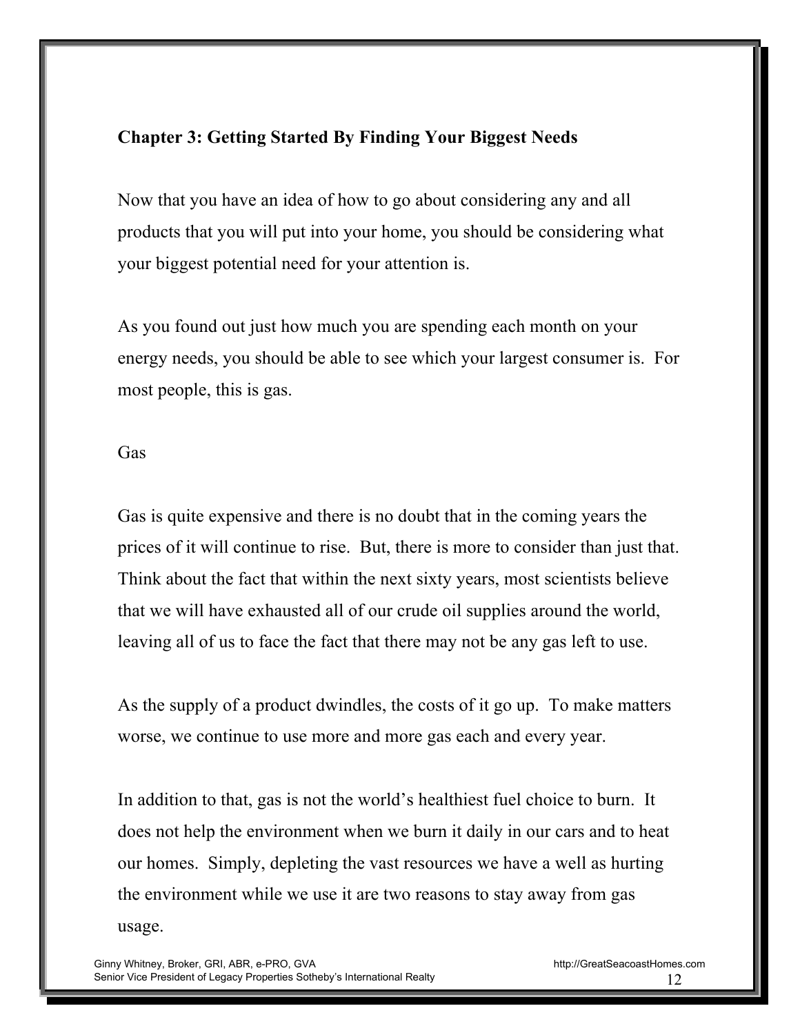## Chapter 3: Getting Started By Finding Your Biggest Needs

Now that you have an idea of how to go about considering any and all products that you will put into your home, you should be considering what your biggest potential need for your attention is.

As you found out just how much you are spending each month on your energy needs, you should be able to see which your largest consumer is. For most people, this is gas.

### Gas

Gas is quite expensive and there is no doubt that in the coming years the prices of it will continue to rise. But, there is more to consider than just that. Think about the fact that within the next sixty years, most scientists believe that we will have exhausted all of our crude oil supplies around the world, leaving all of us to face the fact that there may not be any gas left to use.

As the supply of a product dwindles, the costs of it go up. To make matters worse, we continue to use more and more gas each and every year.

In addition to that, gas is not the world's healthiest fuel choice to burn. It does not help the environment when we burn it daily in our cars and to heat our homes. Simply, depleting the vast resources we have a well as hurting the environment while we use it are two reasons to stay away from gas usage.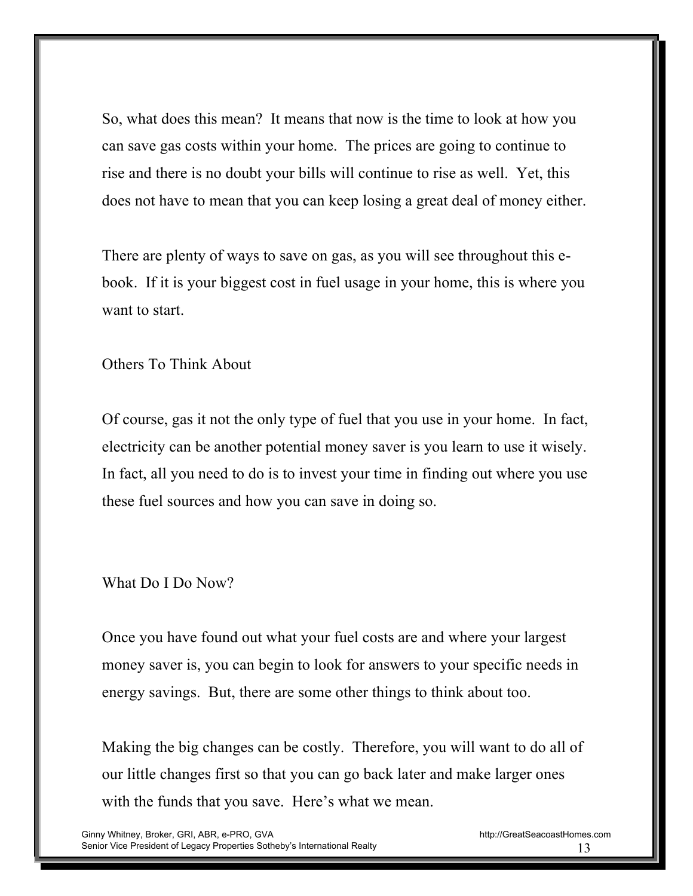So, what does this mean? It means that now is the time to look at how you can save gas costs within your home. The prices are going to continue to rise and there is no doubt your bills will continue to rise as well. Yet, this does not have to mean that you can keep losing a great deal of money either.

There are plenty of ways to save on gas, as you will see throughout this e-book. If it is your biggest cost in fuel usage in your home, this is where you want to start.

## Others To Think About

Of course, gas it not the only type of fuel that you use in your home. In fact, electricity can be another potential money saver is you learn to use it wisely. In fact, all you need to do is to invest your time in finding out where you use these fuel sources and how you can save in doing so.

## What Do I Do Now?

Once you have found out what your fuel costs are and where your largest money saver is, you can begin to look for answers to your specific needs in energy savings. But, there are some other things to think about too.

Making the big changes can be costly. Therefore, you will want to do all of our little changes first so that you can go back later and make larger ones with the funds that you save. Here's what we mean.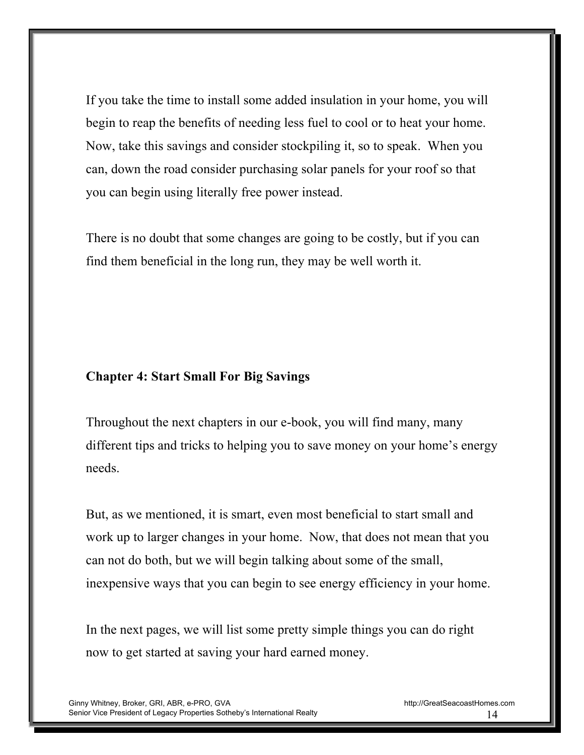If you take the time to install some added insulation in your home, you will begin to reap the benefits of needing less fuel to cool or to heat your home. Now, take this savings and consider stockpiling it, so to speak. When you can, down the road consider purchasing solar panels for your roof so that you can begin using literally free power instead.

There is no doubt that some changes are going to be costly, but if you can find them beneficial in the long run, they may be well worth it.

## Chapter 4: Start Small For Big Savings

Throughout the next chapters in our e-book, you will find many, many different tips and tricks to helping you to save money on your home's energy needs.

But, as we mentioned, it is smart, even most beneficial to start small and work up to larger changes in your home. Now, that does not mean that you can not do both, but we will begin talking about some of the small, inexpensive ways that you can begin to see energy efficiency in your home.

In the next pages, we will list some pretty simple things you can do right now to get started at saving your hard earned money.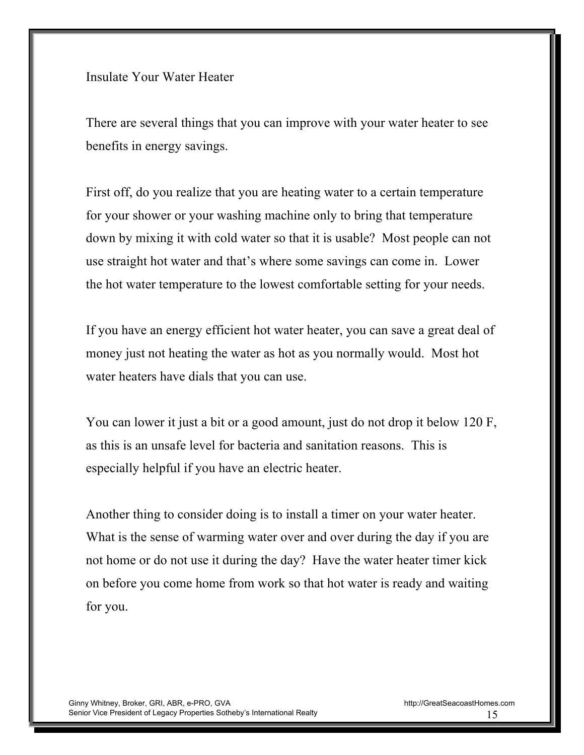## Insulate Your Water Heater

There are several things that you can improve with your water heater to see benefits in energy savings.

First off, do you realize that you are heating water to a certain temperature for your shower or your washing machine only to bring that temperature down by mixing it with cold water so that it is usable? Most people can not use straight hot water and that's where some savings can come in. Lower the hot water temperature to the lowest comfortable setting for your needs.

If you have an energy efficient hot water heater, you can save a great deal of money just not heating the water as hot as you normally would. Most hot water heaters have dials that you can use.

You can lower it just a bit or a good amount, just do not drop it below 120 F, as this is an unsafe level for bacteria and sanitation reasons. This is especially helpful if you have an electric heater.

Another thing to consider doing is to install a timer on your water heater. What is the sense of warming water over and over during the day if you are not home or do not use it during the day? Have the water heater timer kick on before you come home from work so that hot water is ready and waiting for you.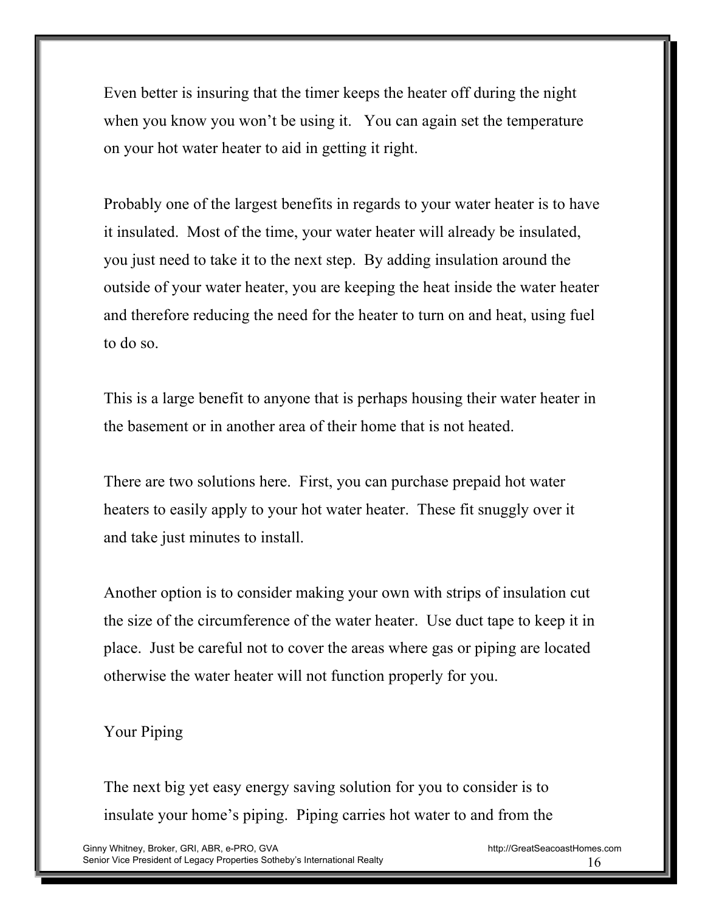Even better is insuring that the timer keeps the heater off during the night when you know you won't be using it.   You can again set the temperature on your hot water heater to aid in getting it right.

Probably one of the largest benefits in regards to your water heater is to have it insulated.  Most of the time, your water heater will already be insulated, you just need to take it to the next step.  By adding insulation around the outside of your water heater, you are keeping the heat inside the water heater and therefore reducing the need for the heater to turn on and heat, using fuel to do so.

This is a large benefit to anyone that is perhaps housing their water heater in the basement or in another area of their home that is not heated.

There are two solutions here.  First, you can purchase prepaid hot water heaters to easily apply to your hot water heater.  These fit snuggly over it and take just minutes to install.

Another option is to consider making your own with strips of insulation cut the size of the circumference of the water heater.  Use duct tape to keep it in place.  Just be careful not to cover the areas where gas or piping are located otherwise the water heater will not function properly for you.

Your Piping

The next big yet easy energy saving solution for you to consider is to insulate your home's piping.  Piping carries hot water to and from the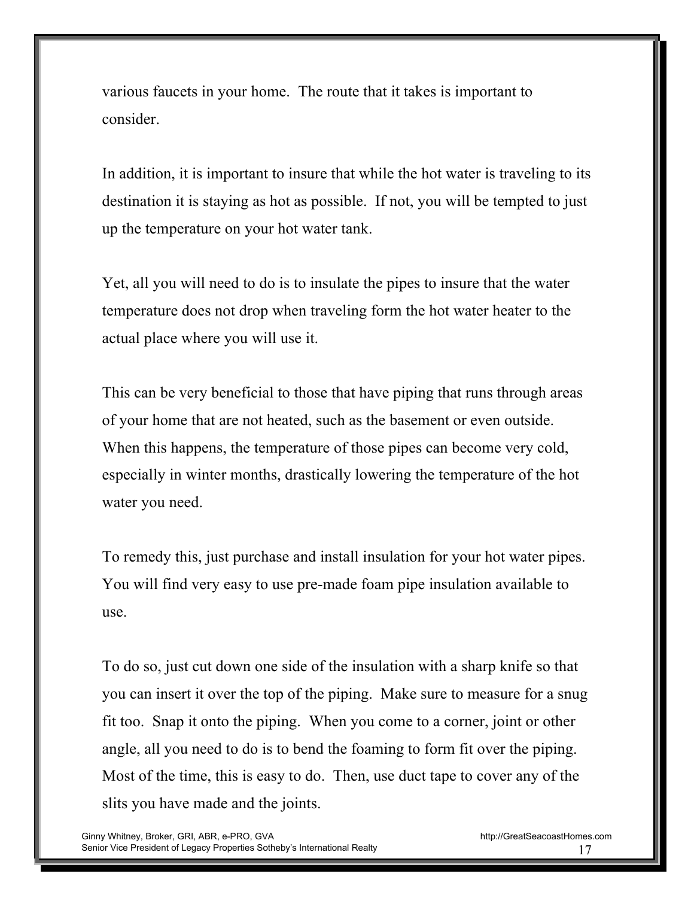various faucets in your home. The route that it takes is important to consider.

In addition, it is important to insure that while the hot water is traveling to its destination it is staying as hot as possible. If not, you will be tempted to just up the temperature on your hot water tank.

Yet, all you will need to do is to insulate the pipes to insure that the water temperature does not drop when traveling form the hot water heater to the actual place where you will use it.

This can be very beneficial to those that have piping that runs through areas of your home that are not heated, such as the basement or even outside. When this happens, the temperature of those pipes can become very cold, especially in winter months, drastically lowering the temperature of the hot water you need.

To remedy this, just purchase and install insulation for your hot water pipes. You will find very easy to use pre-made foam pipe insulation available to use.

To do so, just cut down one side of the insulation with a sharp knife so that you can insert it over the top of the piping. Make sure to measure for a snug fit too. Snap it onto the piping. When you come to a corner, joint or other angle, all you need to do is to bend the foaming to form fit over the piping. Most of the time, this is easy to do. Then, use duct tape to cover any of the slits you have made and the joints.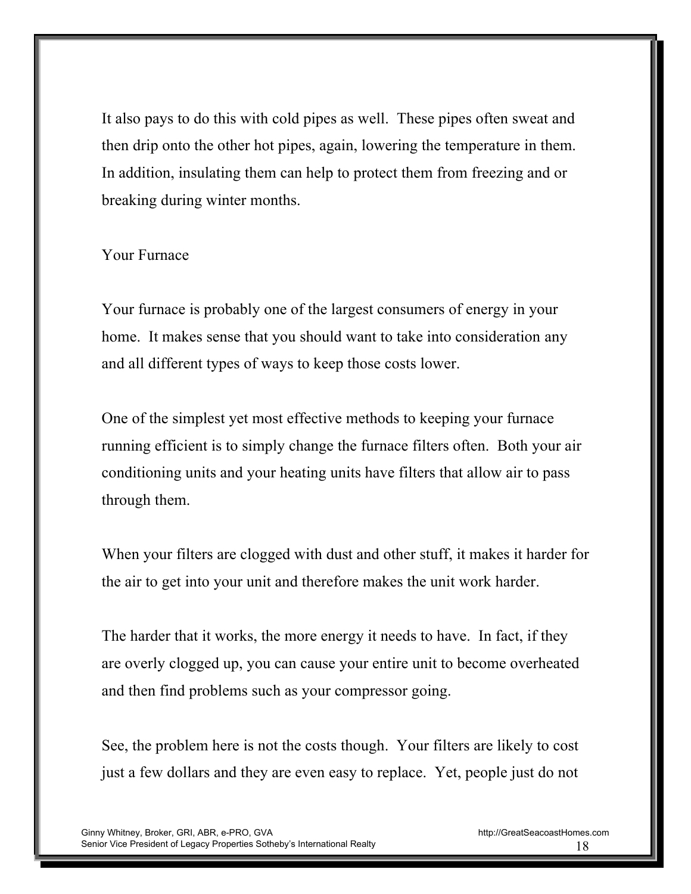It also pays to do this with cold pipes as well. These pipes often sweat and then drip onto the other hot pipes, again, lowering the temperature in them. In addition, insulating them can help to protect them from freezing and or breaking during winter months.

## Your Furnace

Your furnace is probably one of the largest consumers of energy in your home. It makes sense that you should want to take into consideration any and all different types of ways to keep those costs lower.

One of the simplest yet most effective methods to keeping your furnace running efficient is to simply change the furnace filters often. Both your air conditioning units and your heating units have filters that allow air to pass through them.

When your filters are clogged with dust and other stuff, it makes it harder for the air to get into your unit and therefore makes the unit work harder.

The harder that it works, the more energy it needs to have. In fact, if they are overly clogged up, you can cause your entire unit to become overheated and then find problems such as your compressor going.

See, the problem here is not the costs though. Your filters are likely to cost just a few dollars and they are even easy to replace. Yet, people just do not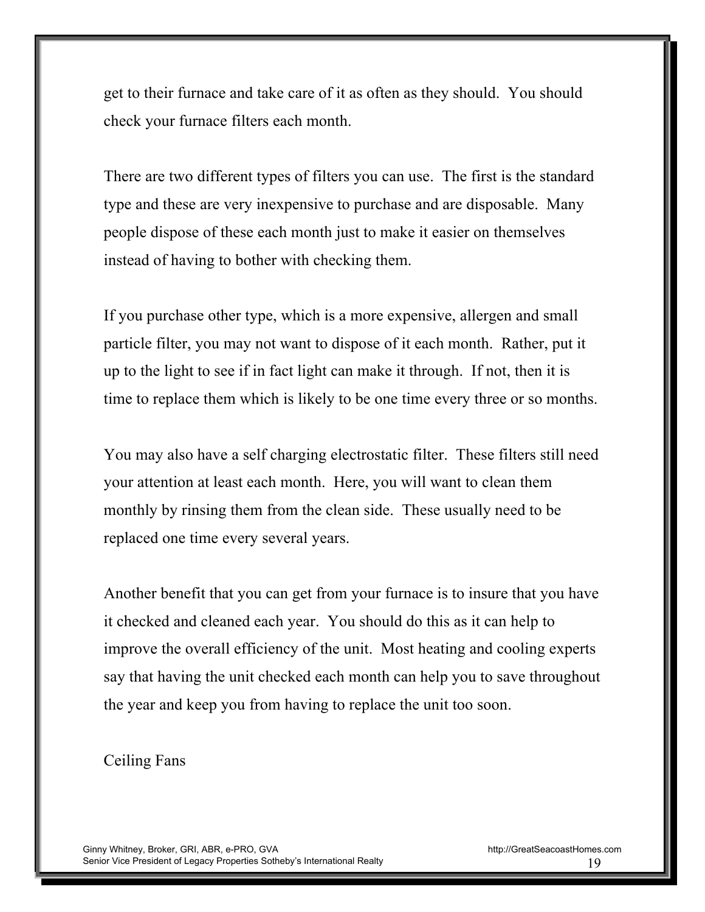get to their furnace and take care of it as often as they should. You should check your furnace filters each month.

There are two different types of filters you can use. The first is the standard type and these are very inexpensive to purchase and are disposable. Many people dispose of these each month just to make it easier on themselves instead of having to bother with checking them.

If you purchase other type, which is a more expensive, allergen and small particle filter, you may not want to dispose of it each month. Rather, put it up to the light to see if in fact light can make it through. If not, then it is time to replace them which is likely to be one time every three or so months.

You may also have a self charging electrostatic filter. These filters still need your attention at least each month. Here, you will want to clean them monthly by rinsing them from the clean side. These usually need to be replaced one time every several years.

Another benefit that you can get from your furnace is to insure that you have it checked and cleaned each year. You should do this as it can help to improve the overall efficiency of the unit. Most heating and cooling experts say that having the unit checked each month can help you to save throughout the year and keep you from having to replace the unit too soon.

## Ceiling Fans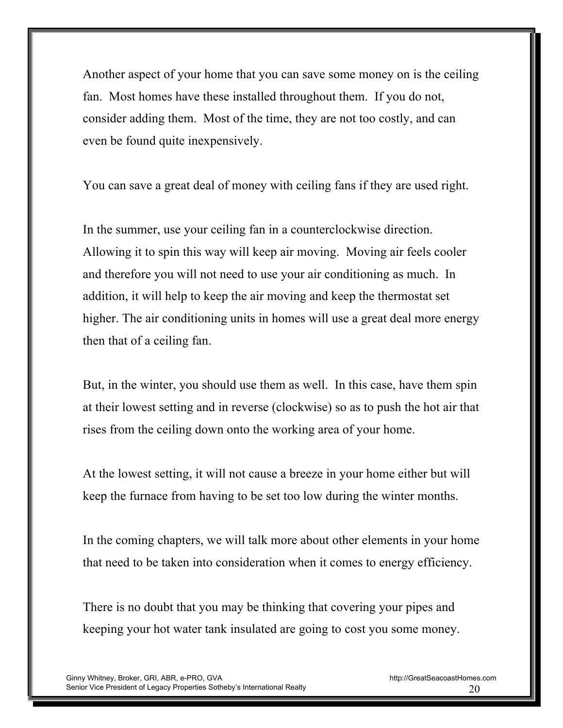Another aspect of your home that you can save some money on is the ceiling fan. Most homes have these installed throughout them. If you do not, consider adding them. Most of the time, they are not too costly, and can even be found quite inexpensively.

You can save a great deal of money with ceiling fans if they are used right.

In the summer, use your ceiling fan in a counterclockwise direction. Allowing it to spin this way will keep air moving. Moving air feels cooler and therefore you will not need to use your air conditioning as much. In addition, it will help to keep the air moving and keep the thermostat set higher. The air conditioning units in homes will use a great deal more energy then that of a ceiling fan.

But, in the winter, you should use them as well. In this case, have them spin at their lowest setting and in reverse (clockwise) so as to push the hot air that rises from the ceiling down onto the working area of your home.

At the lowest setting, it will not cause a breeze in your home either but will keep the furnace from having to be set too low during the winter months.

In the coming chapters, we will talk more about other elements in your home that need to be taken into consideration when it comes to energy efficiency.

There is no doubt that you may be thinking that covering your pipes and keeping your hot water tank insulated are going to cost you some money.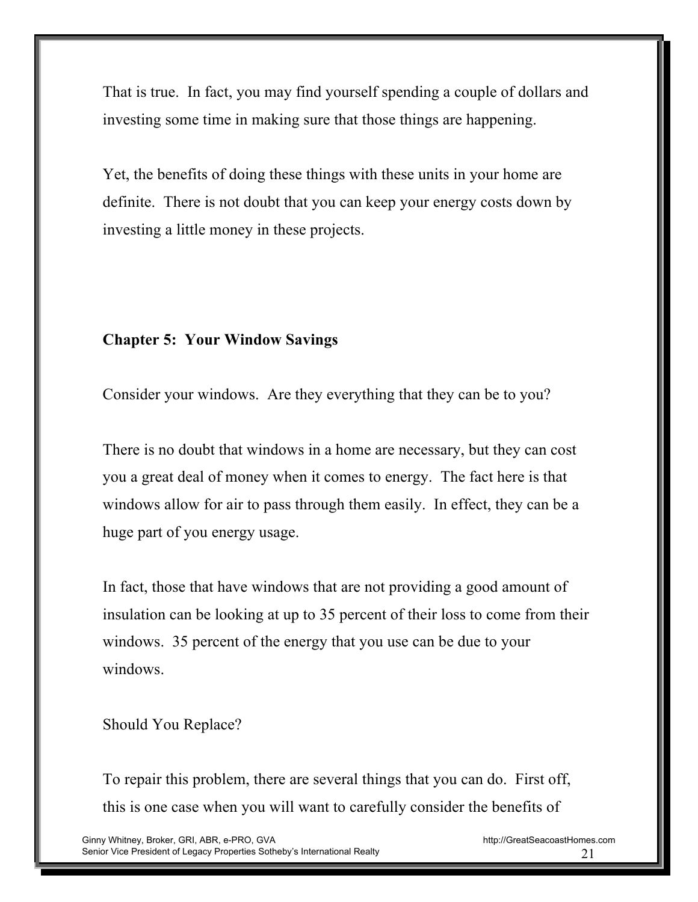That is true. In fact, you may find yourself spending a couple of dollars and investing some time in making sure that those things are happening.

Yet, the benefits of doing these things with these units in your home are definite. There is not doubt that you can keep your energy costs down by investing a little money in these projects.

## Chapter 5: Your Window Savings

Consider your windows. Are they everything that they can be to you?

There is no doubt that windows in a home are necessary, but they can cost you a great deal of money when it comes to energy. The fact here is that windows allow for air to pass through them easily. In effect, they can be a huge part of you energy usage.

In fact, those that have windows that are not providing a good amount of insulation can be looking at up to 35 percent of their loss to come from their windows. 35 percent of the energy that you use can be due to your windows.

### Should You Replace?

To repair this problem, there are several things that you can do. First off, this is one case when you will want to carefully consider the benefits of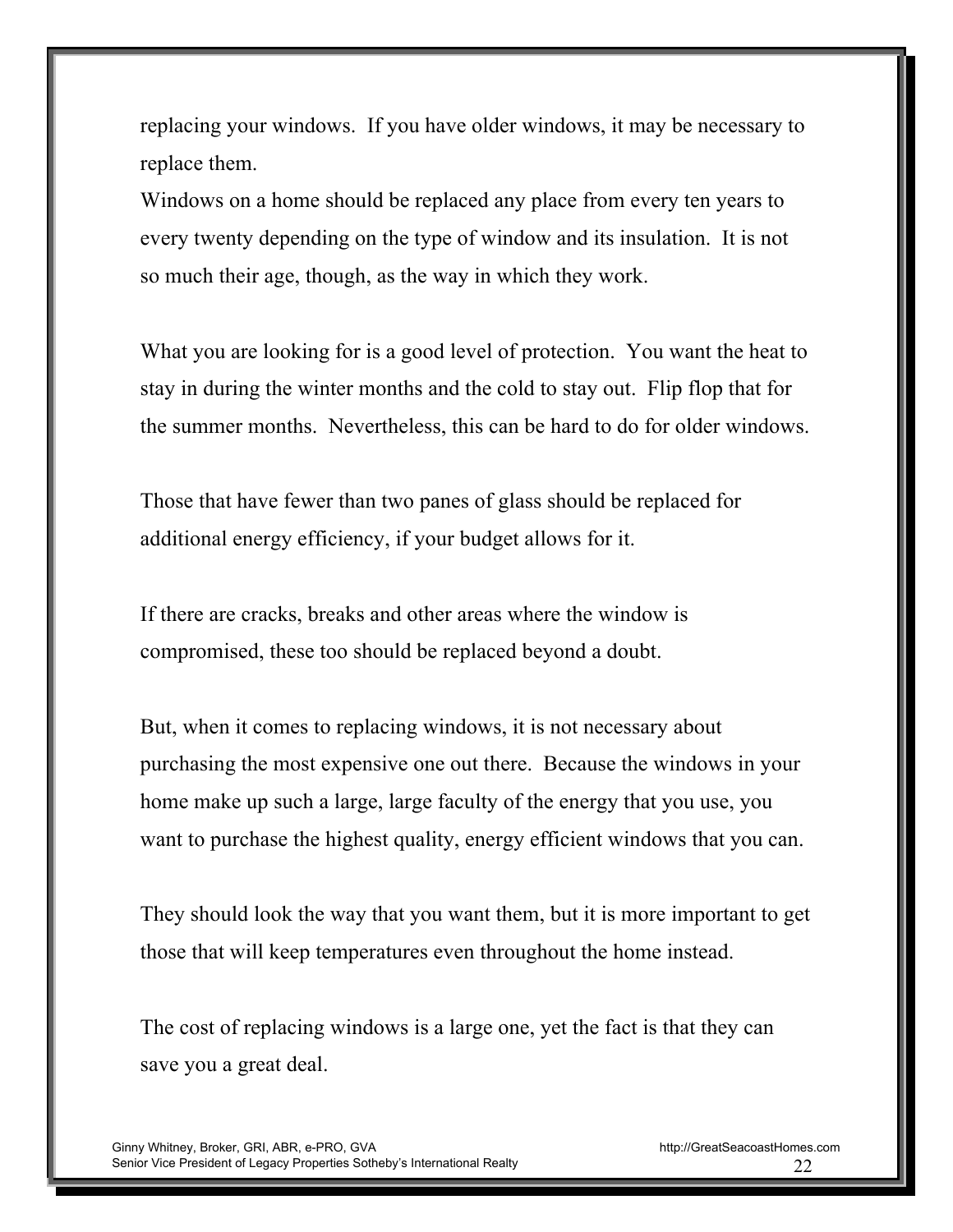replacing your windows. If you have older windows, it may be necessary to replace them.

Windows on a home should be replaced any place from every ten years to every twenty depending on the type of window and its insulation. It is not so much their age, though, as the way in which they work.

What you are looking for is a good level of protection. You want the heat to stay in during the winter months and the cold to stay out. Flip flop that for the summer months. Nevertheless, this can be hard to do for older windows.

Those that have fewer than two panes of glass should be replaced for additional energy efficiency, if your budget allows for it.

If there are cracks, breaks and other areas where the window is compromised, these too should be replaced beyond a doubt.

But, when it comes to replacing windows, it is not necessary about purchasing the most expensive one out there. Because the windows in your home make up such a large, large faculty of the energy that you use, you want to purchase the highest quality, energy efficient windows that you can.

They should look the way that you want them, but it is more important to get those that will keep temperatures even throughout the home instead.

The cost of replacing windows is a large one, yet the fact is that they can save you a great deal.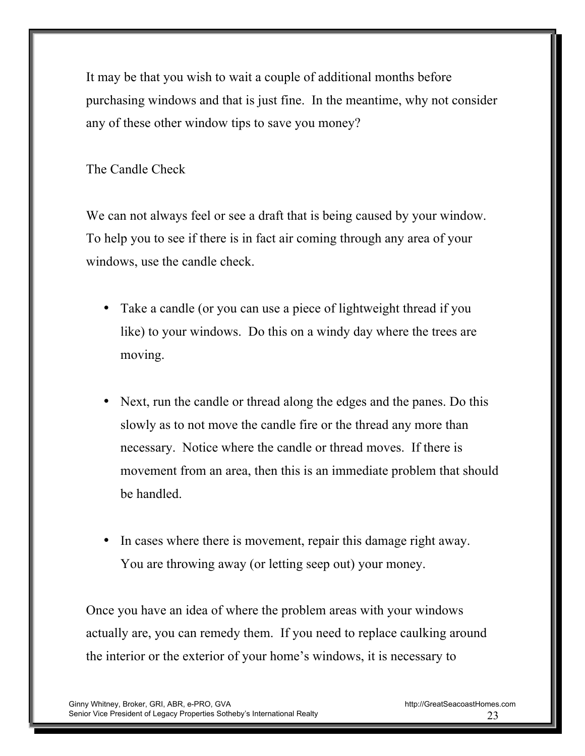It may be that you wish to wait a couple of additional months before purchasing windows and that is just fine. In the meantime, why not consider any of these other window tips to save you money?

## The Candle Check

We can not always feel or see a draft that is being caused by your window. To help you to see if there is in fact air coming through any area of your windows, use the candle check.

- Take a candle (or you can use a piece of lightweight thread if you like) to your windows. Do this on a windy day where the trees are moving.

- Next, run the candle or thread along the edges and the panes. Do this slowly as to not move the candle fire or the thread any more than necessary. Notice where the candle or thread moves. If there is movement from an area, then this is an immediate problem that should be handled.

- In cases where there is movement, repair this damage right away. You are throwing away (or letting seep out) your money.

Once you have an idea of where the problem areas with your windows actually are, you can remedy them. If you need to replace caulking around the interior or the exterior of your home's windows, it is necessary to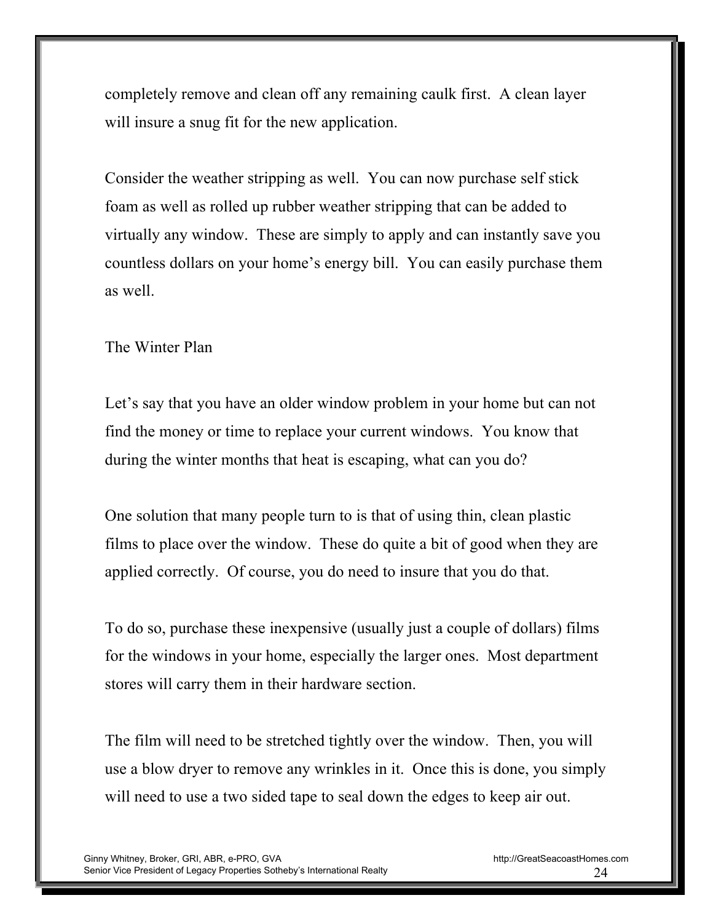completely remove and clean off any remaining caulk first. A clean layer will insure a snug fit for the new application.

Consider the weather stripping as well. You can now purchase self stick foam as well as rolled up rubber weather stripping that can be added to virtually any window. These are simply to apply and can instantly save you countless dollars on your home's energy bill. You can easily purchase them as well.

The Winter Plan

Let's say that you have an older window problem in your home but can not find the money or time to replace your current windows. You know that during the winter months that heat is escaping, what can you do?

One solution that many people turn to is that of using thin, clean plastic films to place over the window. These do quite a bit of good when they are applied correctly. Of course, you do need to insure that you do that.

To do so, purchase these inexpensive (usually just a couple of dollars) films for the windows in your home, especially the larger ones. Most department stores will carry them in their hardware section.

The film will need to be stretched tightly over the window. Then, you will use a blow dryer to remove any wrinkles in it. Once this is done, you simply will need to use a two sided tape to seal down the edges to keep air out.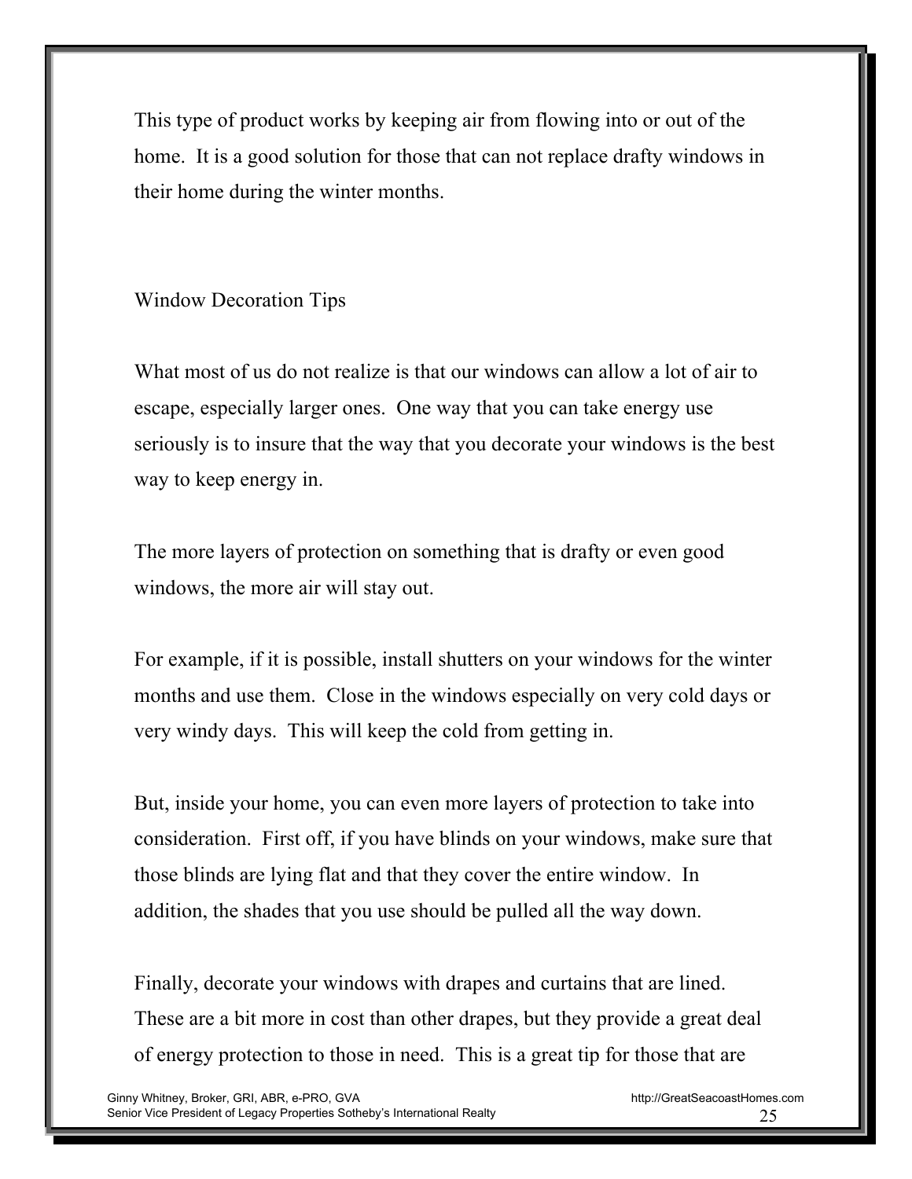This type of product works by keeping air from flowing into or out of the home. It is a good solution for those that can not replace drafty windows in their home during the winter months.

## Window Decoration Tips

What most of us do not realize is that our windows can allow a lot of air to escape, especially larger ones. One way that you can take energy use seriously is to insure that the way that you decorate your windows is the best way to keep energy in.

The more layers of protection on something that is drafty or even good windows, the more air will stay out.

For example, if it is possible, install shutters on your windows for the winter months and use them. Close in the windows especially on very cold days or very windy days. This will keep the cold from getting in.

But, inside your home, you can even more layers of protection to take into consideration. First off, if you have blinds on your windows, make sure that those blinds are lying flat and that they cover the entire window. In addition, the shades that you use should be pulled all the way down.

Finally, decorate your windows with drapes and curtains that are lined. These are a bit more in cost than other drapes, but they provide a great deal of energy protection to those in need. This is a great tip for those that are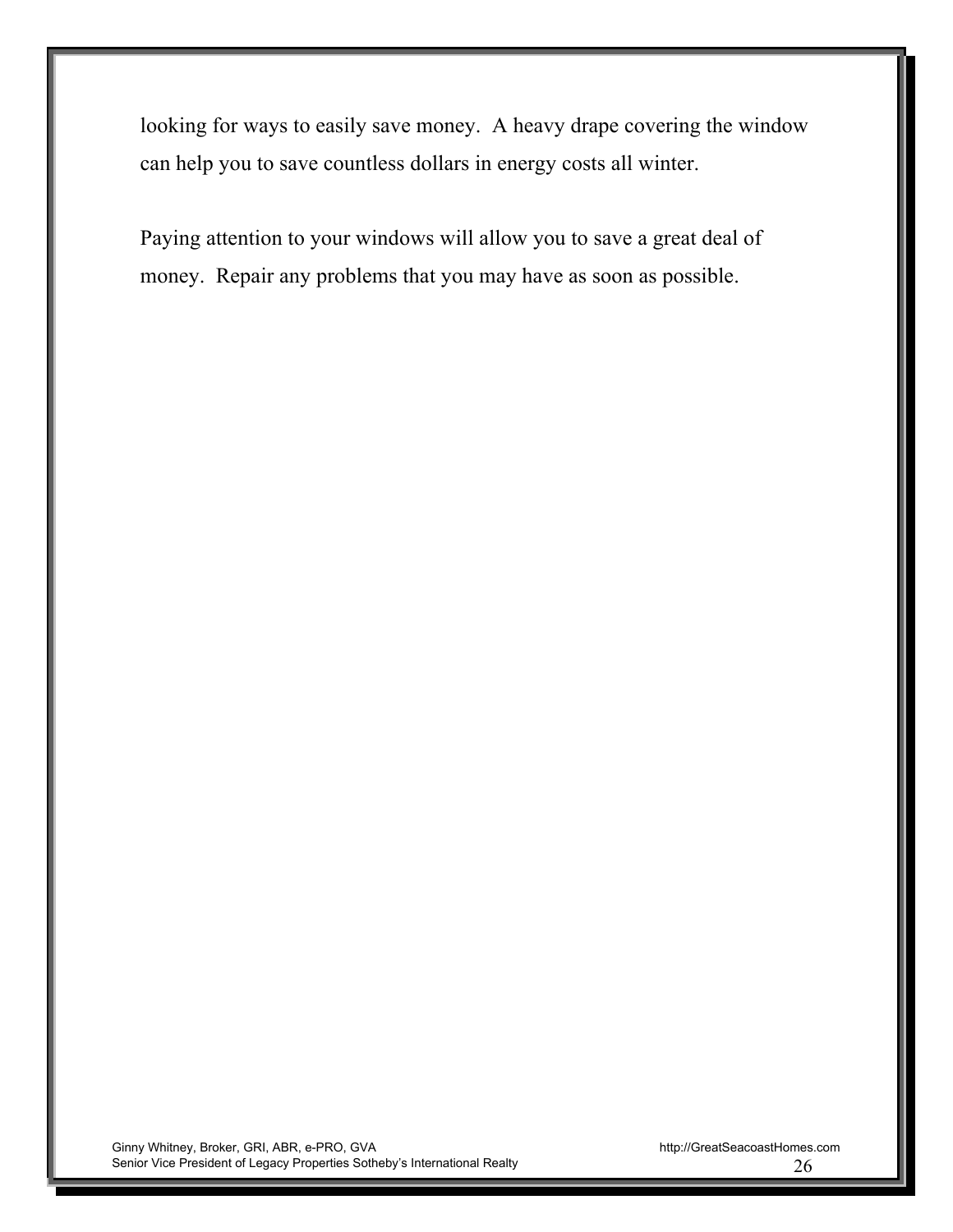looking for ways to easily save money.  A heavy drape covering the window can help you to save countless dollars in energy costs all winter.

Paying attention to your windows will allow you to save a great deal of money.  Repair any problems that you may have as soon as possible.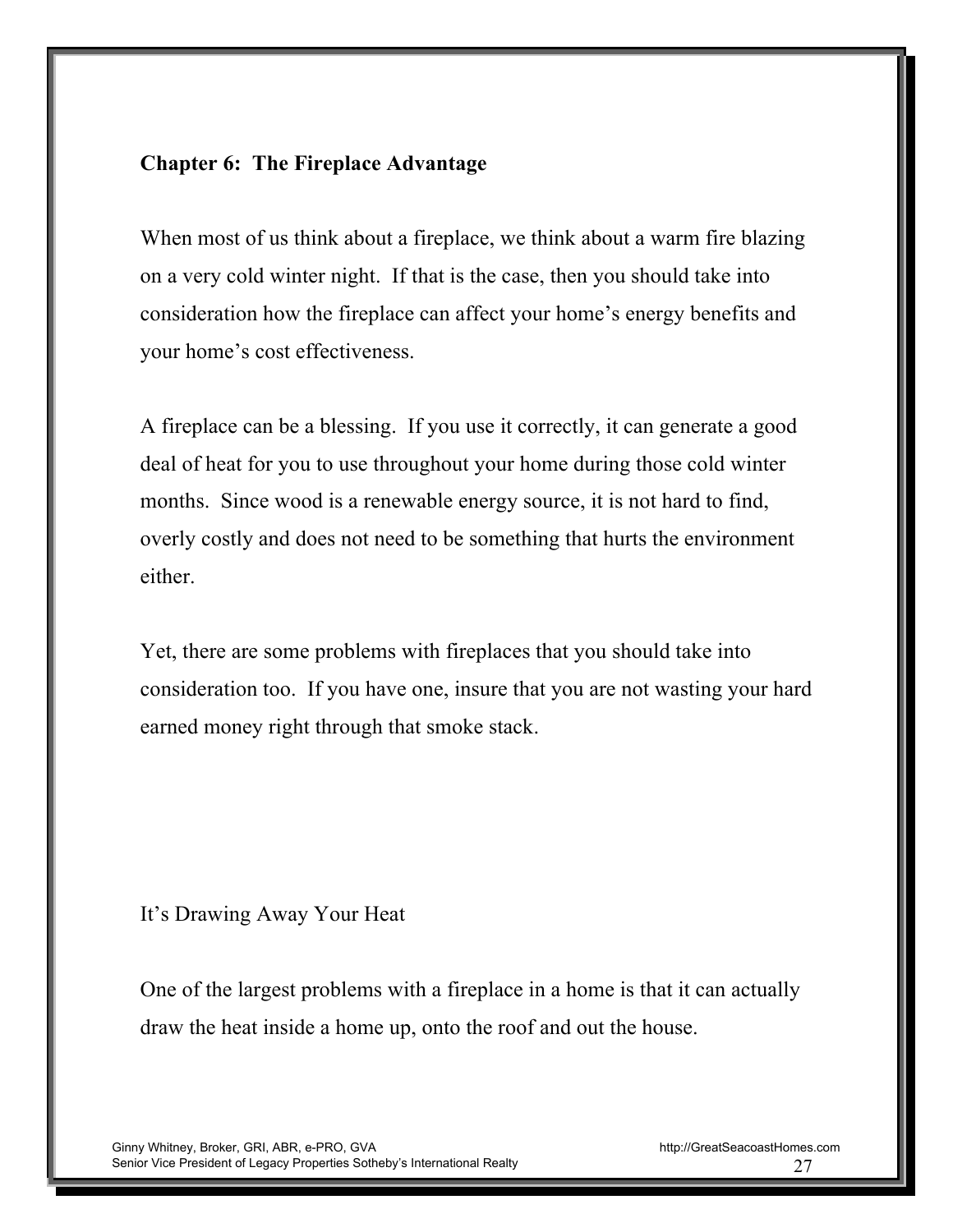## Chapter 6: The Fireplace Advantage

When most of us think about a fireplace, we think about a warm fire blazing on a very cold winter night. If that is the case, then you should take into consideration how the fireplace can affect your home's energy benefits and your home's cost effectiveness.

A fireplace can be a blessing. If you use it correctly, it can generate a good deal of heat for you to use throughout your home during those cold winter months. Since wood is a renewable energy source, it is not hard to find, overly costly and does not need to be something that hurts the environment either.

Yet, there are some problems with fireplaces that you should take into consideration too. If you have one, insure that you are not wasting your hard earned money right through that smoke stack.

### It's Drawing Away Your Heat

One of the largest problems with a fireplace in a home is that it can actually draw the heat inside a home up, onto the roof and out the house.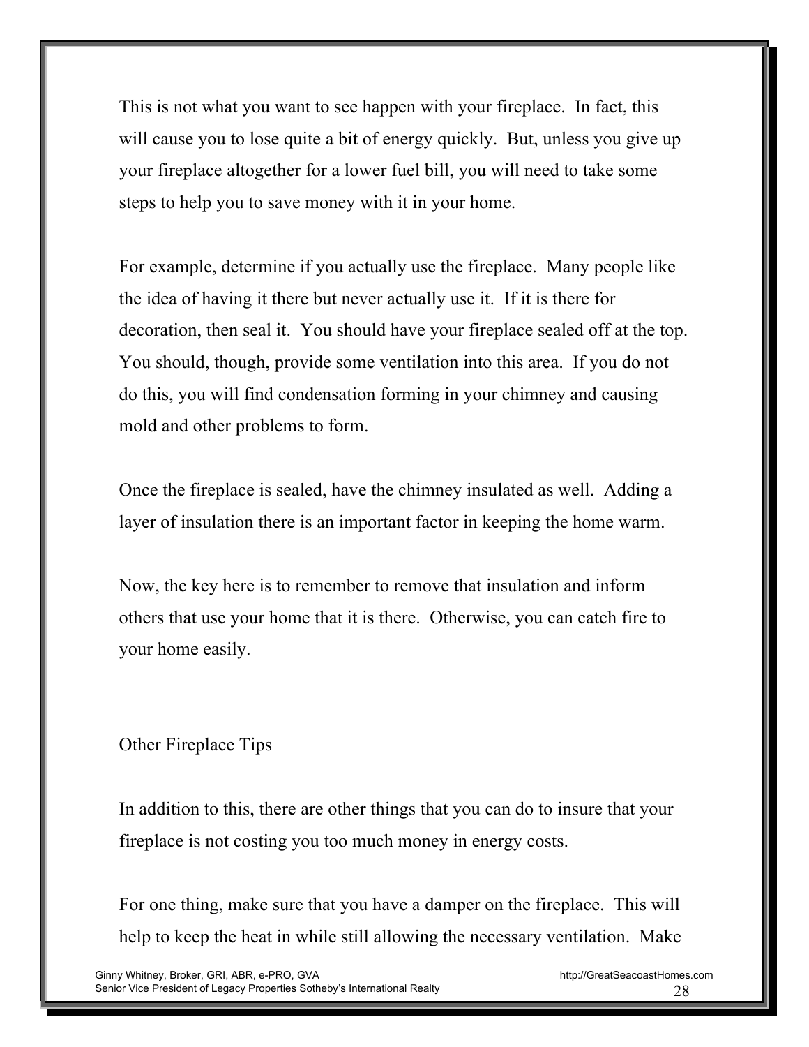This is not what you want to see happen with your fireplace. In fact, this will cause you to lose quite a bit of energy quickly. But, unless you give up your fireplace altogether for a lower fuel bill, you will need to take some steps to help you to save money with it in your home.

For example, determine if you actually use the fireplace. Many people like the idea of having it there but never actually use it. If it is there for decoration, then seal it. You should have your fireplace sealed off at the top. You should, though, provide some ventilation into this area. If you do not do this, you will find condensation forming in your chimney and causing mold and other problems to form.

Once the fireplace is sealed, have the chimney insulated as well. Adding a layer of insulation there is an important factor in keeping the home warm.

Now, the key here is to remember to remove that insulation and inform others that use your home that it is there. Otherwise, you can catch fire to your home easily.

## Other Fireplace Tips

In addition to this, there are other things that you can do to insure that your fireplace is not costing you too much money in energy costs.

For one thing, make sure that you have a damper on the fireplace. This will help to keep the heat in while still allowing the necessary ventilation. Make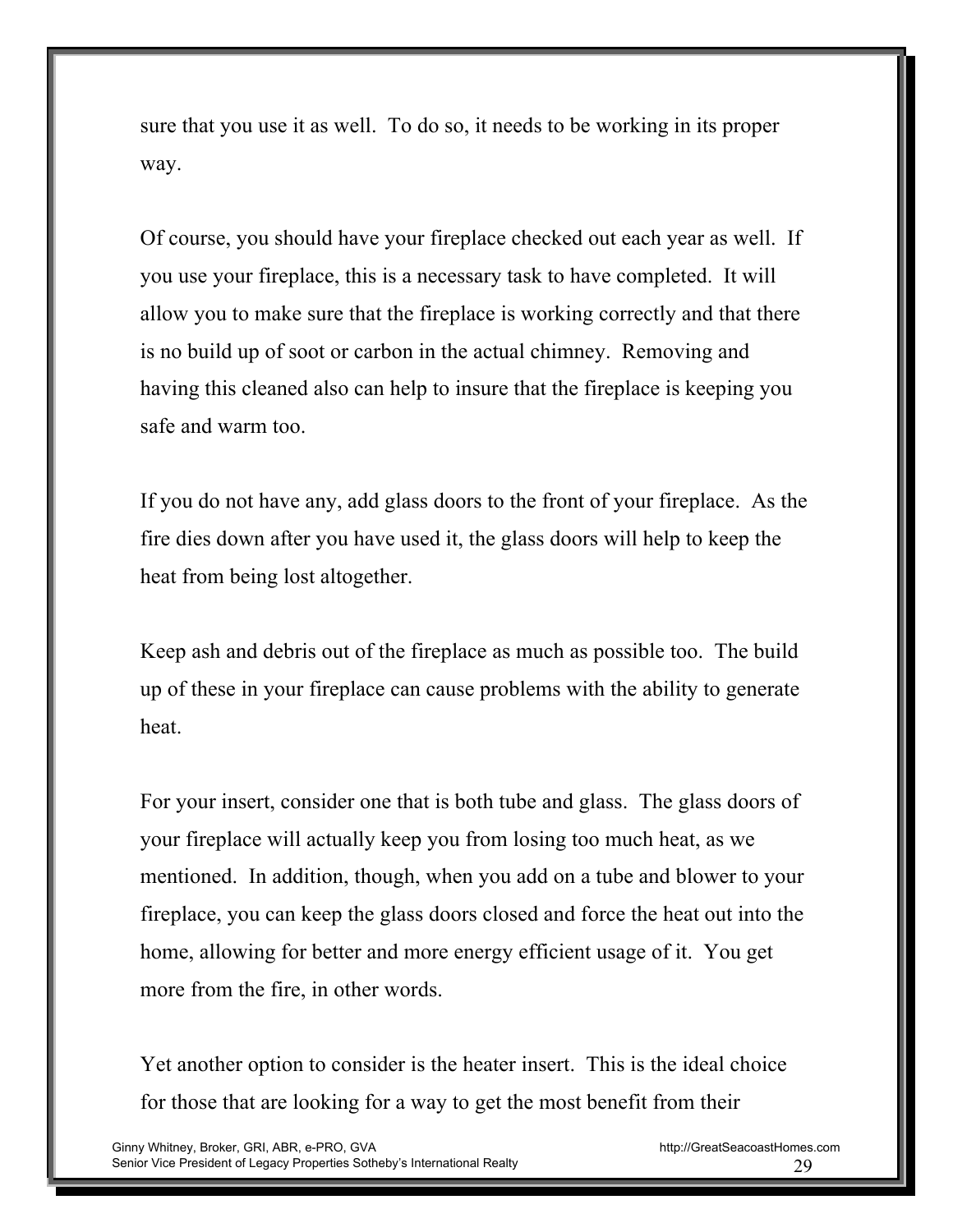sure that you use it as well. To do so, it needs to be working in its proper way.

Of course, you should have your fireplace checked out each year as well. If you use your fireplace, this is a necessary task to have completed. It will allow you to make sure that the fireplace is working correctly and that there is no build up of soot or carbon in the actual chimney. Removing and having this cleaned also can help to insure that the fireplace is keeping you safe and warm too.

If you do not have any, add glass doors to the front of your fireplace. As the fire dies down after you have used it, the glass doors will help to keep the heat from being lost altogether.

Keep ash and debris out of the fireplace as much as possible too. The build up of these in your fireplace can cause problems with the ability to generate heat.

For your insert, consider one that is both tube and glass. The glass doors of your fireplace will actually keep you from losing too much heat, as we mentioned. In addition, though, when you add on a tube and blower to your fireplace, you can keep the glass doors closed and force the heat out into the home, allowing for better and more energy efficient usage of it. You get more from the fire, in other words.

Yet another option to consider is the heater insert. This is the ideal choice for those that are looking for a way to get the most benefit from their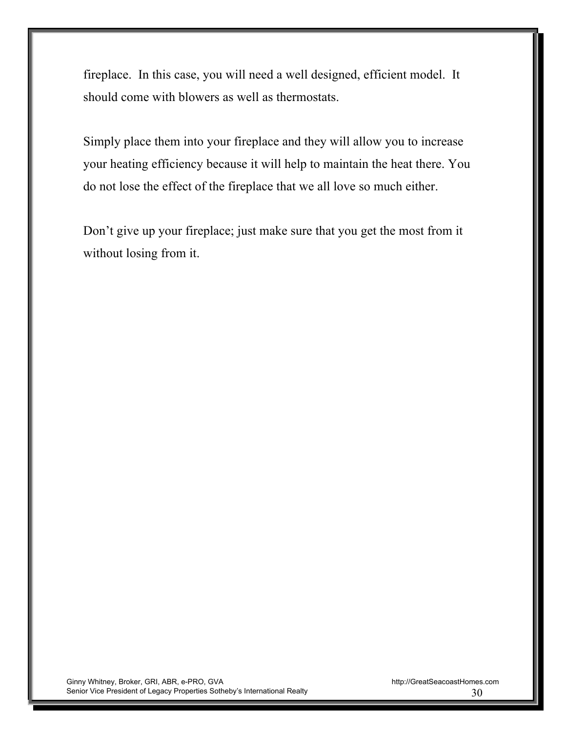fireplace. In this case, you will need a well designed, efficient model. It should come with blowers as well as thermostats.

Simply place them into your fireplace and they will allow you to increase your heating efficiency because it will help to maintain the heat there. You do not lose the effect of the fireplace that we all love so much either.

Don't give up your fireplace; just make sure that you get the most from it without losing from it.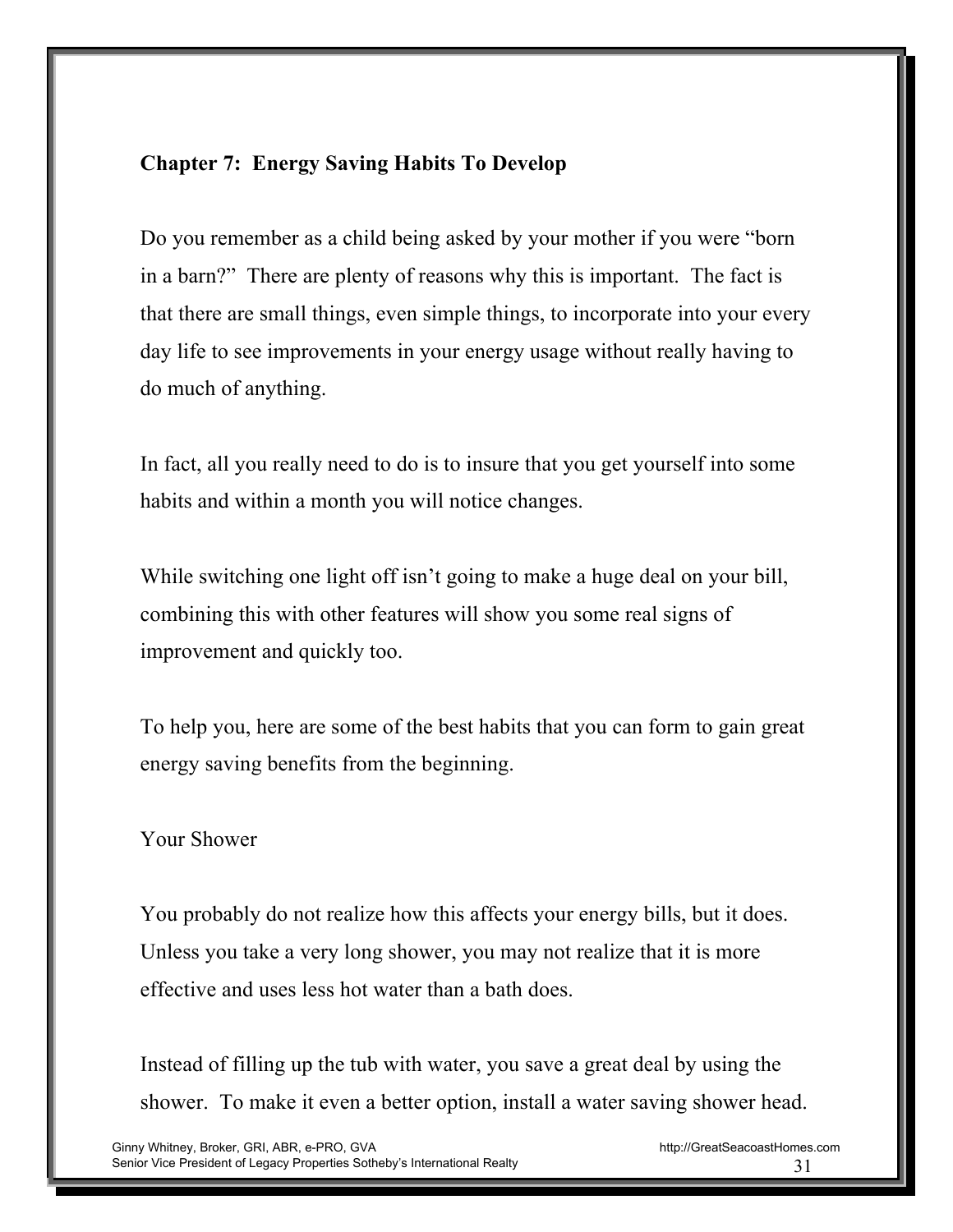## Chapter 7: Energy Saving Habits To Develop

Do you remember as a child being asked by your mother if you were "born in a barn?" There are plenty of reasons why this is important. The fact is that there are small things, even simple things, to incorporate into your every day life to see improvements in your energy usage without really having to do much of anything.

In fact, all you really need to do is to insure that you get yourself into some habits and within a month you will notice changes.

While switching one light off isn't going to make a huge deal on your bill, combining this with other features will show you some real signs of improvement and quickly too.

To help you, here are some of the best habits that you can form to gain great energy saving benefits from the beginning.

Your Shower

You probably do not realize how this affects your energy bills, but it does. Unless you take a very long shower, you may not realize that it is more effective and uses less hot water than a bath does.

Instead of filling up the tub with water, you save a great deal by using the shower. To make it even a better option, install a water saving shower head.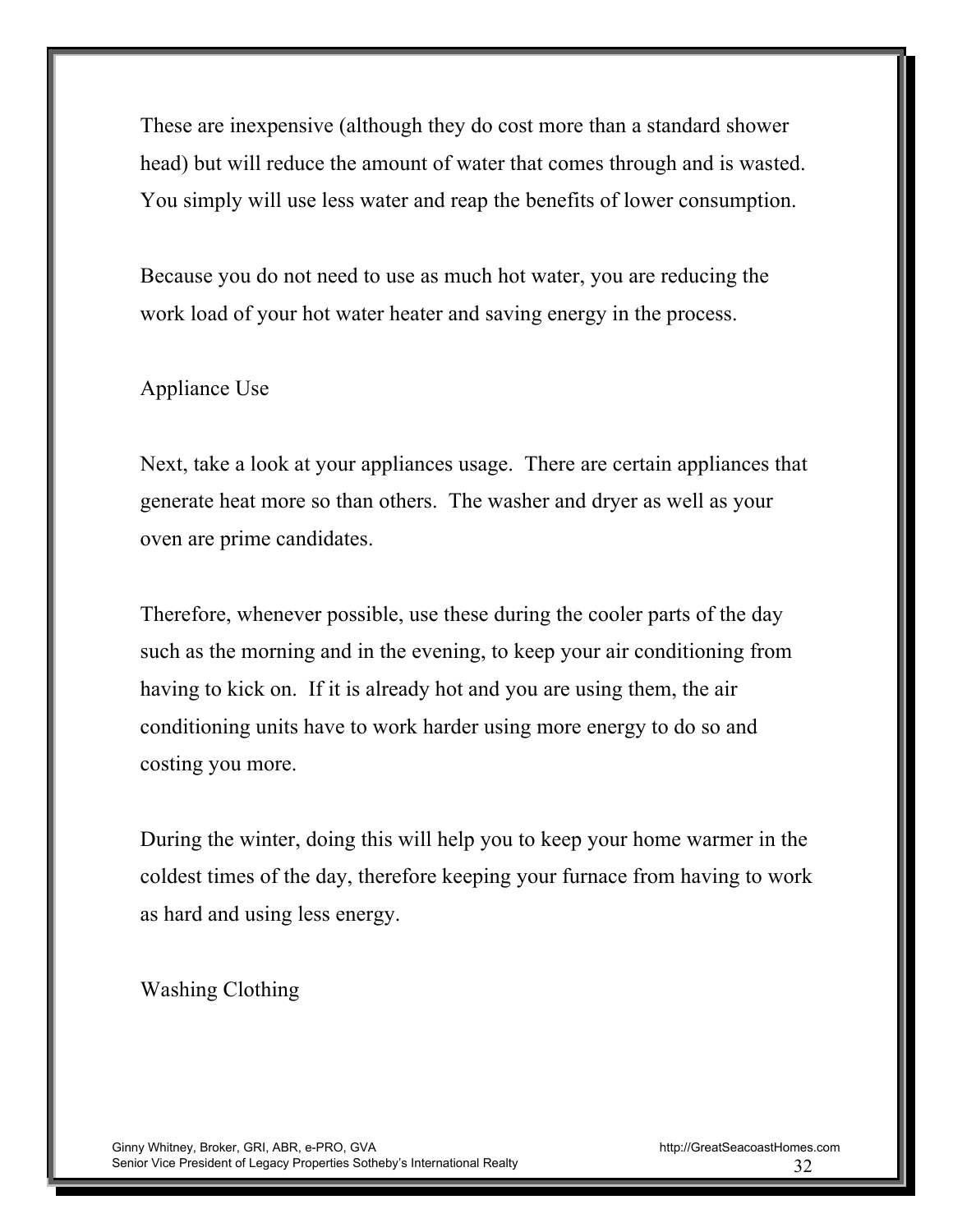These are inexpensive (although they do cost more than a standard shower head) but will reduce the amount of water that comes through and is wasted. You simply will use less water and reap the benefits of lower consumption.

Because you do not need to use as much hot water, you are reducing the work load of your hot water heater and saving energy in the process.

## Appliance Use

Next, take a look at your appliances usage. There are certain appliances that generate heat more so than others. The washer and dryer as well as your oven are prime candidates.

Therefore, whenever possible, use these during the cooler parts of the day such as the morning and in the evening, to keep your air conditioning from having to kick on. If it is already hot and you are using them, the air conditioning units have to work harder using more energy to do so and costing you more.

During the winter, doing this will help you to keep your home warmer in the coldest times of the day, therefore keeping your furnace from having to work as hard and using less energy.

## Washing Clothing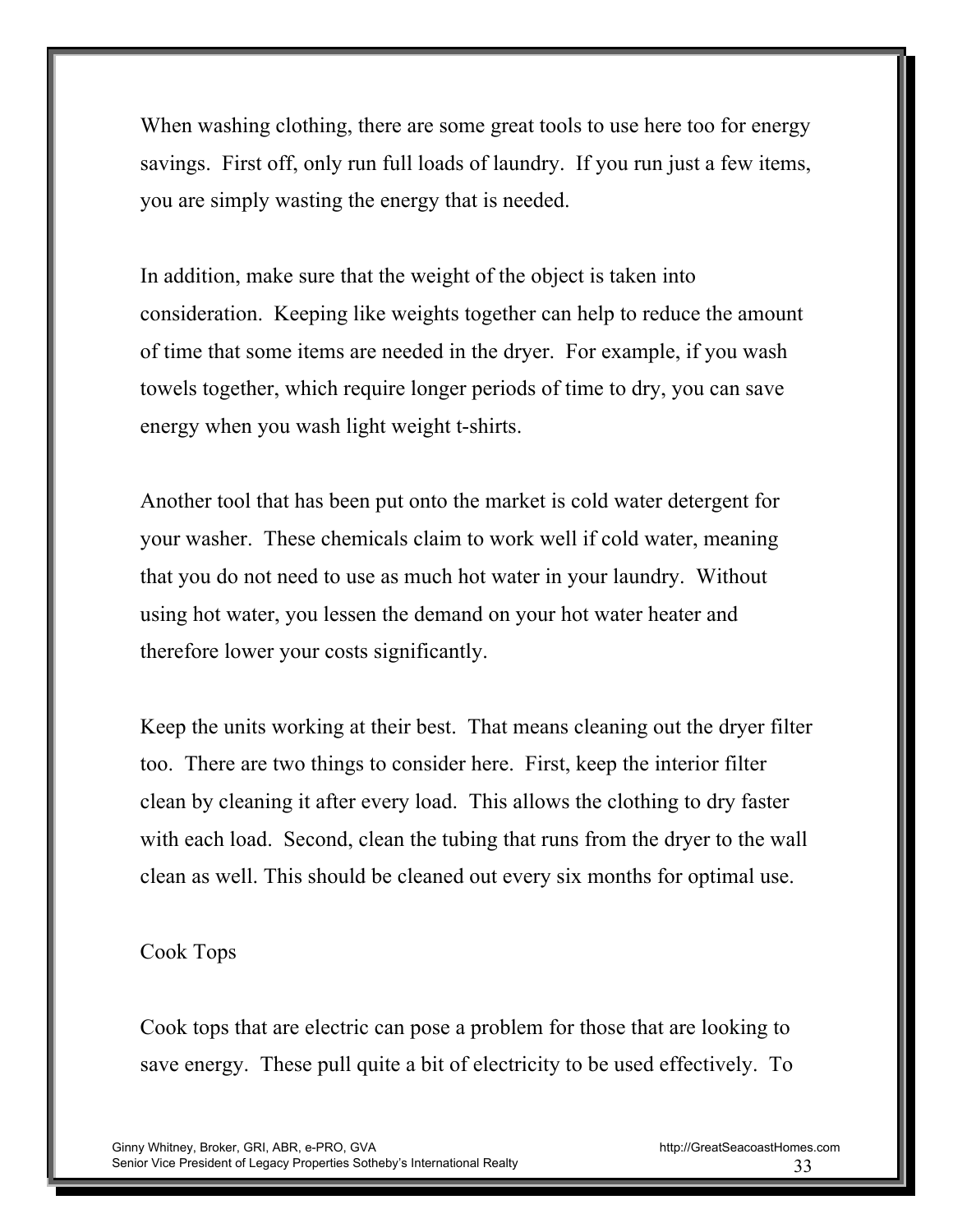When washing clothing, there are some great tools to use here too for energy savings. First off, only run full loads of laundry. If you run just a few items, you are simply wasting the energy that is needed.

In addition, make sure that the weight of the object is taken into consideration. Keeping like weights together can help to reduce the amount of time that some items are needed in the dryer. For example, if you wash towels together, which require longer periods of time to dry, you can save energy when you wash light weight t-shirts.

Another tool that has been put onto the market is cold water detergent for your washer. These chemicals claim to work well if cold water, meaning that you do not need to use as much hot water in your laundry. Without using hot water, you lessen the demand on your hot water heater and therefore lower your costs significantly.

Keep the units working at their best. That means cleaning out the dryer filter too. There are two things to consider here. First, keep the interior filter clean by cleaning it after every load. This allows the clothing to dry faster with each load. Second, clean the tubing that runs from the dryer to the wall clean as well. This should be cleaned out every six months for optimal use.

## Cook Tops

Cook tops that are electric can pose a problem for those that are looking to save energy. These pull quite a bit of electricity to be used effectively. To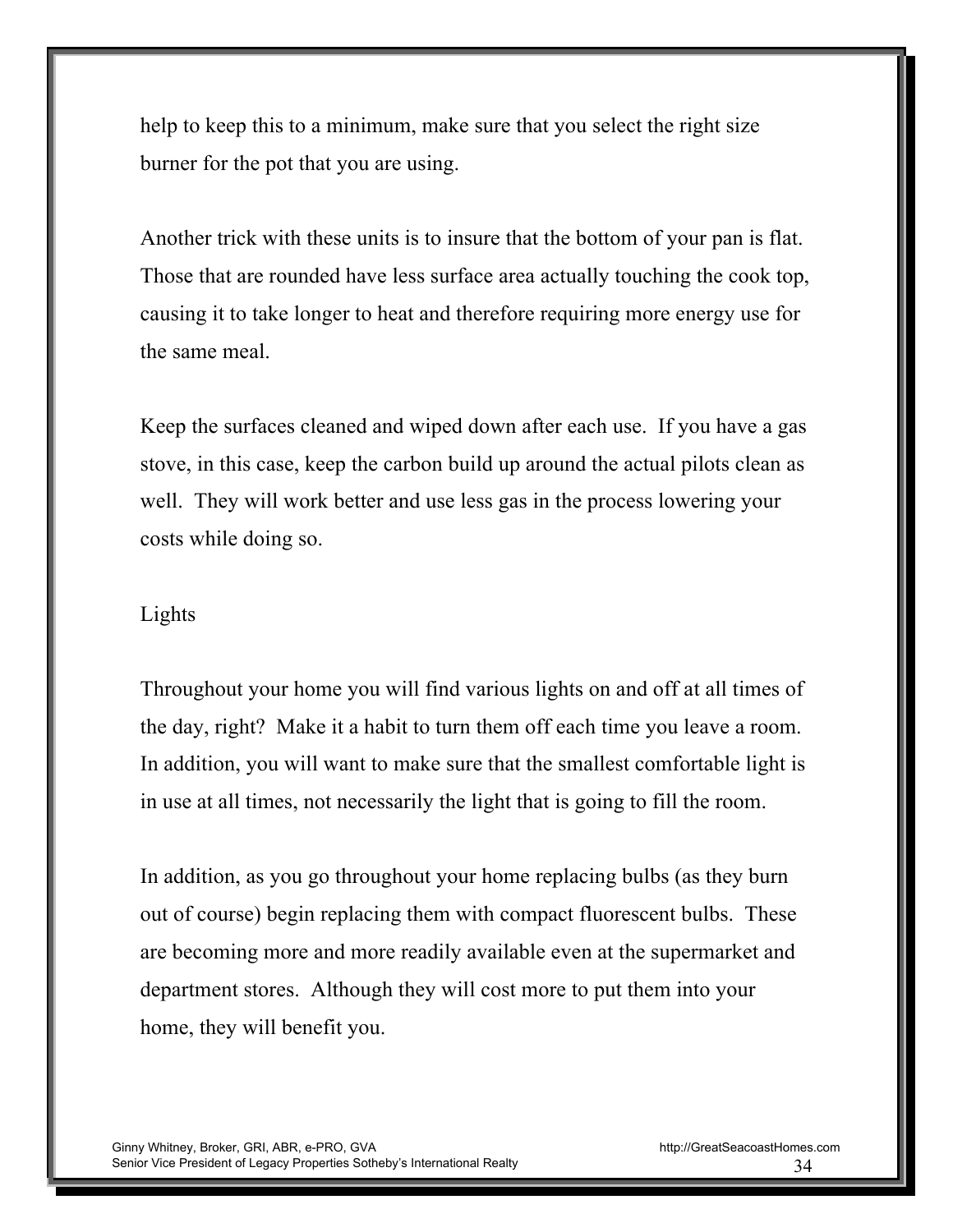help to keep this to a minimum, make sure that you select the right size burner for the pot that you are using.

Another trick with these units is to insure that the bottom of your pan is flat. Those that are rounded have less surface area actually touching the cook top, causing it to take longer to heat and therefore requiring more energy use for the same meal.

Keep the surfaces cleaned and wiped down after each use. If you have a gas stove, in this case, keep the carbon build up around the actual pilots clean as well. They will work better and use less gas in the process lowering your costs while doing so.

## Lights

Throughout your home you will find various lights on and off at all times of the day, right? Make it a habit to turn them off each time you leave a room. In addition, you will want to make sure that the smallest comfortable light is in use at all times, not necessarily the light that is going to fill the room.

In addition, as you go throughout your home replacing bulbs (as they burn out of course) begin replacing them with compact fluorescent bulbs. These are becoming more and more readily available even at the supermarket and department stores. Although they will cost more to put them into your home, they will benefit you.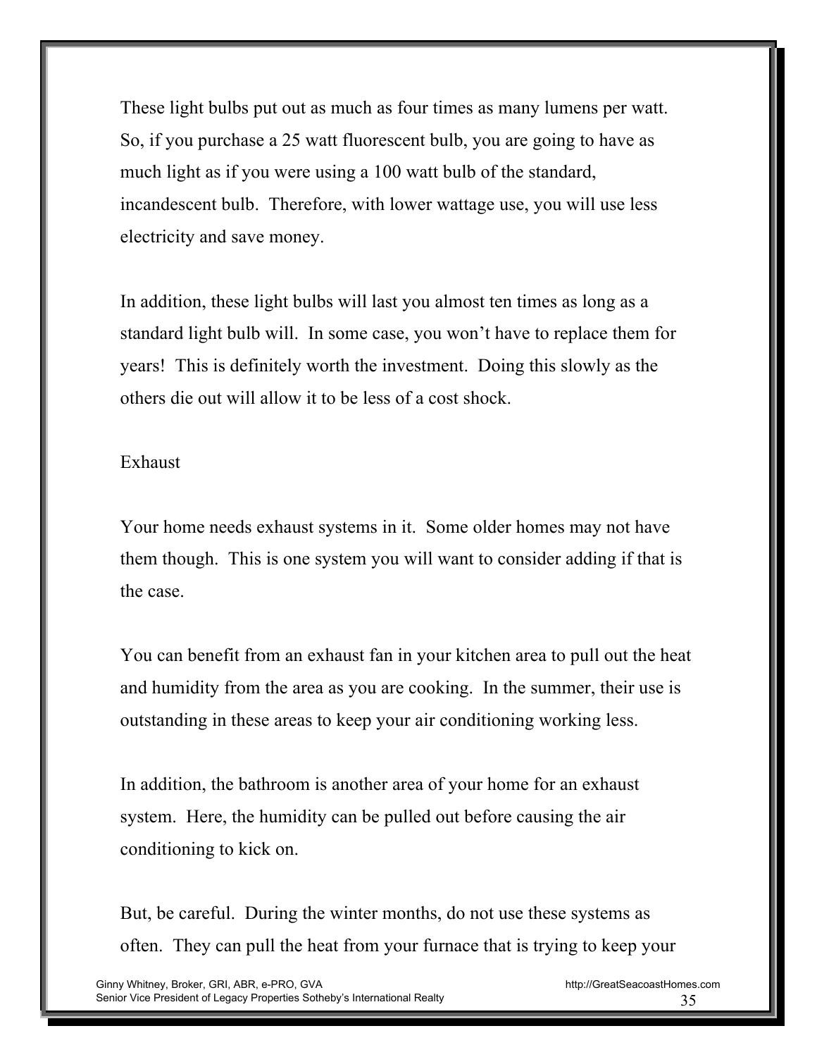These light bulbs put out as much as four times as many lumens per watt. So, if you purchase a 25 watt fluorescent bulb, you are going to have as much light as if you were using a 100 watt bulb of the standard, incandescent bulb. Therefore, with lower wattage use, you will use less electricity and save money.

In addition, these light bulbs will last you almost ten times as long as a standard light bulb will. In some case, you won't have to replace them for years! This is definitely worth the investment. Doing this slowly as the others die out will allow it to be less of a cost shock.

## Exhaust

Your home needs exhaust systems in it. Some older homes may not have them though. This is one system you will want to consider adding if that is the case.

You can benefit from an exhaust fan in your kitchen area to pull out the heat and humidity from the area as you are cooking. In the summer, their use is outstanding in these areas to keep your air conditioning working less.

In addition, the bathroom is another area of your home for an exhaust system. Here, the humidity can be pulled out before causing the air conditioning to kick on.

But, be careful. During the winter months, do not use these systems as often. They can pull the heat from your furnace that is trying to keep your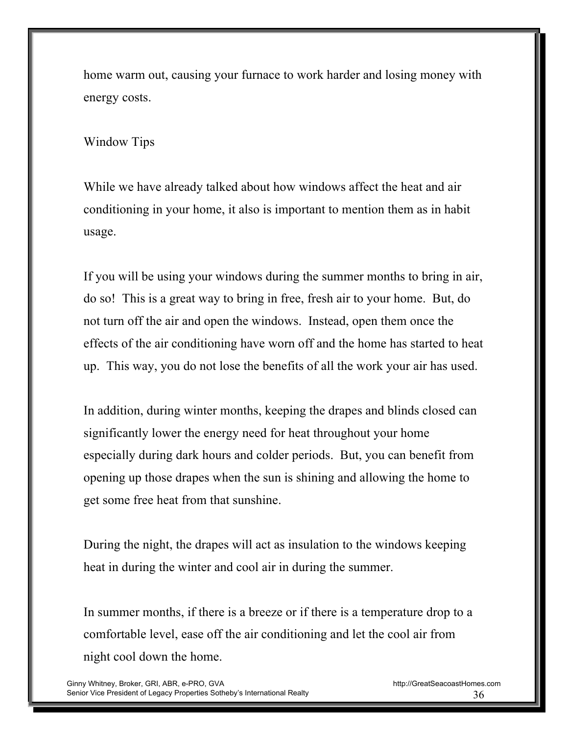home warm out, causing your furnace to work harder and losing money with energy costs.

## Window Tips

While we have already talked about how windows affect the heat and air conditioning in your home, it also is important to mention them as in habit usage.

If you will be using your windows during the summer months to bring in air, do so! This is a great way to bring in free, fresh air to your home. But, do not turn off the air and open the windows. Instead, open them once the effects of the air conditioning have worn off and the home has started to heat up. This way, you do not lose the benefits of all the work your air has used.

In addition, during winter months, keeping the drapes and blinds closed can significantly lower the energy need for heat throughout your home especially during dark hours and colder periods. But, you can benefit from opening up those drapes when the sun is shining and allowing the home to get some free heat from that sunshine.

During the night, the drapes will act as insulation to the windows keeping heat in during the winter and cool air in during the summer.

In summer months, if there is a breeze or if there is a temperature drop to a comfortable level, ease off the air conditioning and let the cool air from night cool down the home.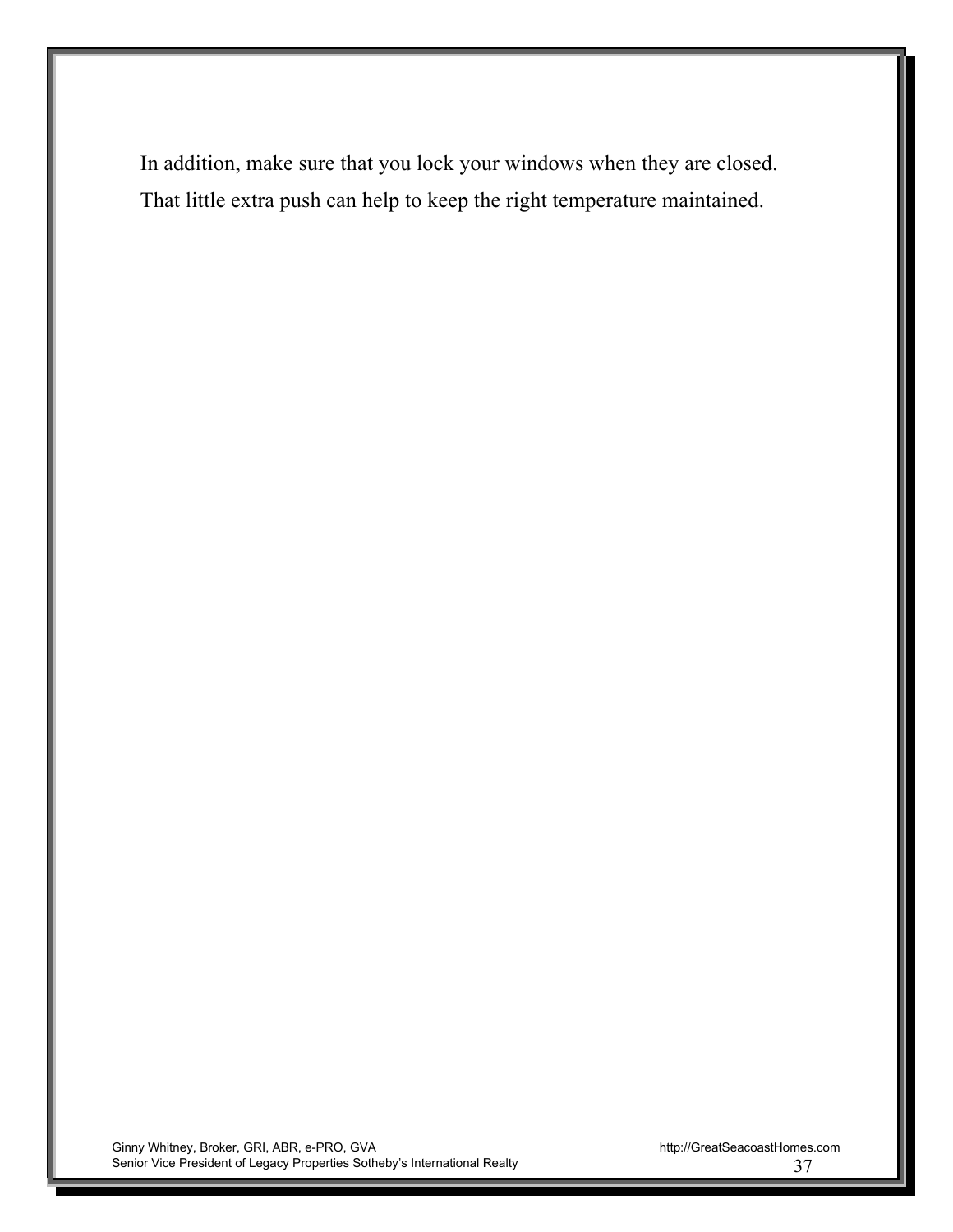In addition, make sure that you lock your windows when they are closed. That little extra push can help to keep the right temperature maintained.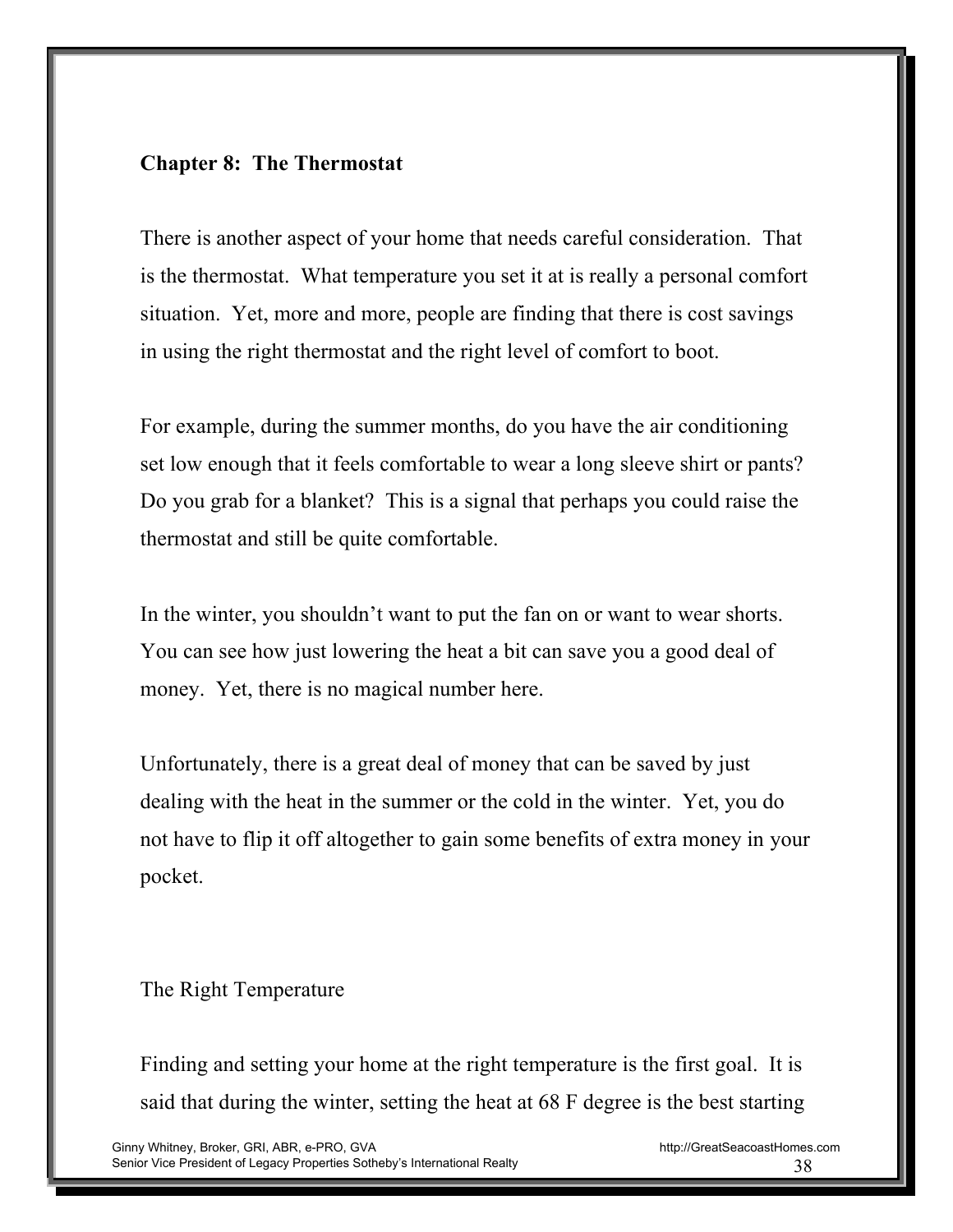## Chapter 8: The Thermostat

There is another aspect of your home that needs careful consideration. That is the thermostat. What temperature you set it at is really a personal comfort situation. Yet, more and more, people are finding that there is cost savings in using the right thermostat and the right level of comfort to boot.

For example, during the summer months, do you have the air conditioning set low enough that it feels comfortable to wear a long sleeve shirt or pants? Do you grab for a blanket? This is a signal that perhaps you could raise the thermostat and still be quite comfortable.

In the winter, you shouldn't want to put the fan on or want to wear shorts. You can see how just lowering the heat a bit can save you a good deal of money. Yet, there is no magical number here.

Unfortunately, there is a great deal of money that can be saved by just dealing with the heat in the summer or the cold in the winter. Yet, you do not have to flip it off altogether to gain some benefits of extra money in your pocket.

### The Right Temperature

Finding and setting your home at the right temperature is the first goal. It is said that during the winter, setting the heat at 68 F degree is the best starting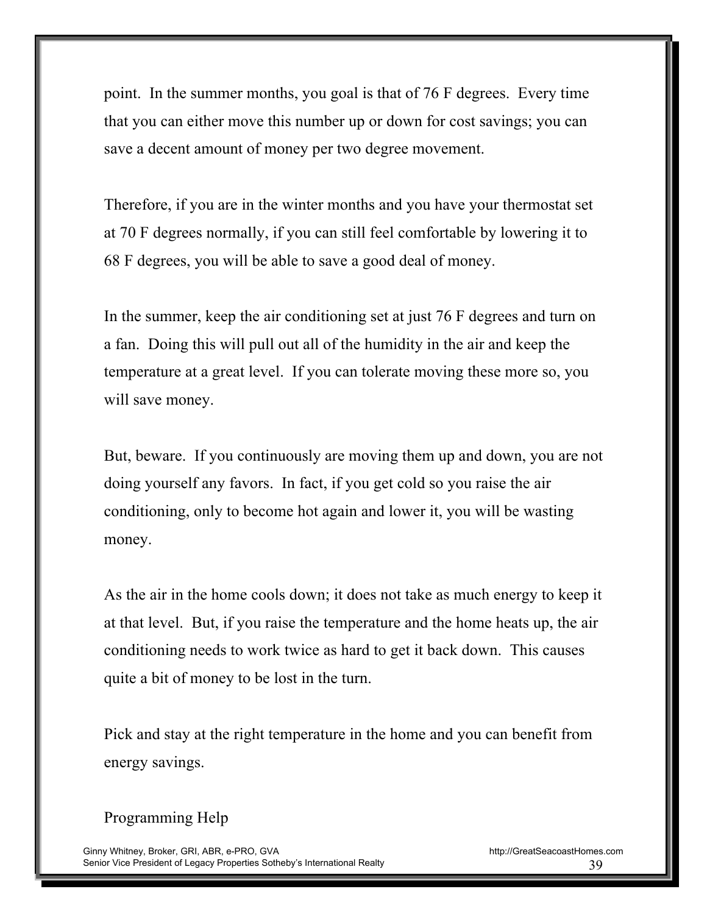point. In the summer months, you goal is that of 76 F degrees. Every time that you can either move this number up or down for cost savings; you can save a decent amount of money per two degree movement.

Therefore, if you are in the winter months and you have your thermostat set at 70 F degrees normally, if you can still feel comfortable by lowering it to 68 F degrees, you will be able to save a good deal of money.

In the summer, keep the air conditioning set at just 76 F degrees and turn on a fan. Doing this will pull out all of the humidity in the air and keep the temperature at a great level. If you can tolerate moving these more so, you will save money.

But, beware. If you continuously are moving them up and down, you are not doing yourself any favors. In fact, if you get cold so you raise the air conditioning, only to become hot again and lower it, you will be wasting money.

As the air in the home cools down; it does not take as much energy to keep it at that level. But, if you raise the temperature and the home heats up, the air conditioning needs to work twice as hard to get it back down. This causes quite a bit of money to be lost in the turn.

Pick and stay at the right temperature in the home and you can benefit from energy savings.

Programming Help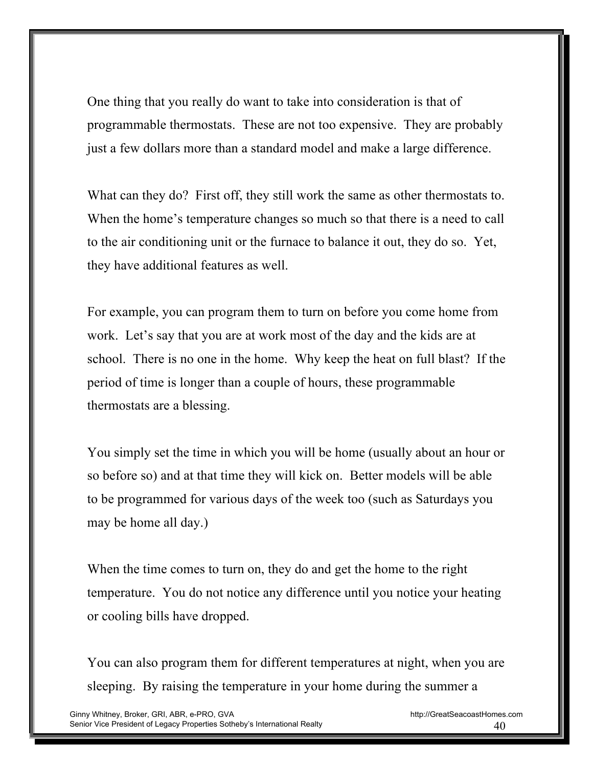One thing that you really do want to take into consideration is that of programmable thermostats. These are not too expensive. They are probably just a few dollars more than a standard model and make a large difference.

What can they do? First off, they still work the same as other thermostats to. When the home's temperature changes so much so that there is a need to call to the air conditioning unit or the furnace to balance it out, they do so. Yet, they have additional features as well.

For example, you can program them to turn on before you come home from work. Let's say that you are at work most of the day and the kids are at school. There is no one in the home. Why keep the heat on full blast? If the period of time is longer than a couple of hours, these programmable thermostats are a blessing.

You simply set the time in which you will be home (usually about an hour or so before so) and at that time they will kick on. Better models will be able to be programmed for various days of the week too (such as Saturdays you may be home all day.)

When the time comes to turn on, they do and get the home to the right temperature. You do not notice any difference until you notice your heating or cooling bills have dropped.

You can also program them for different temperatures at night, when you are sleeping. By raising the temperature in your home during the summer a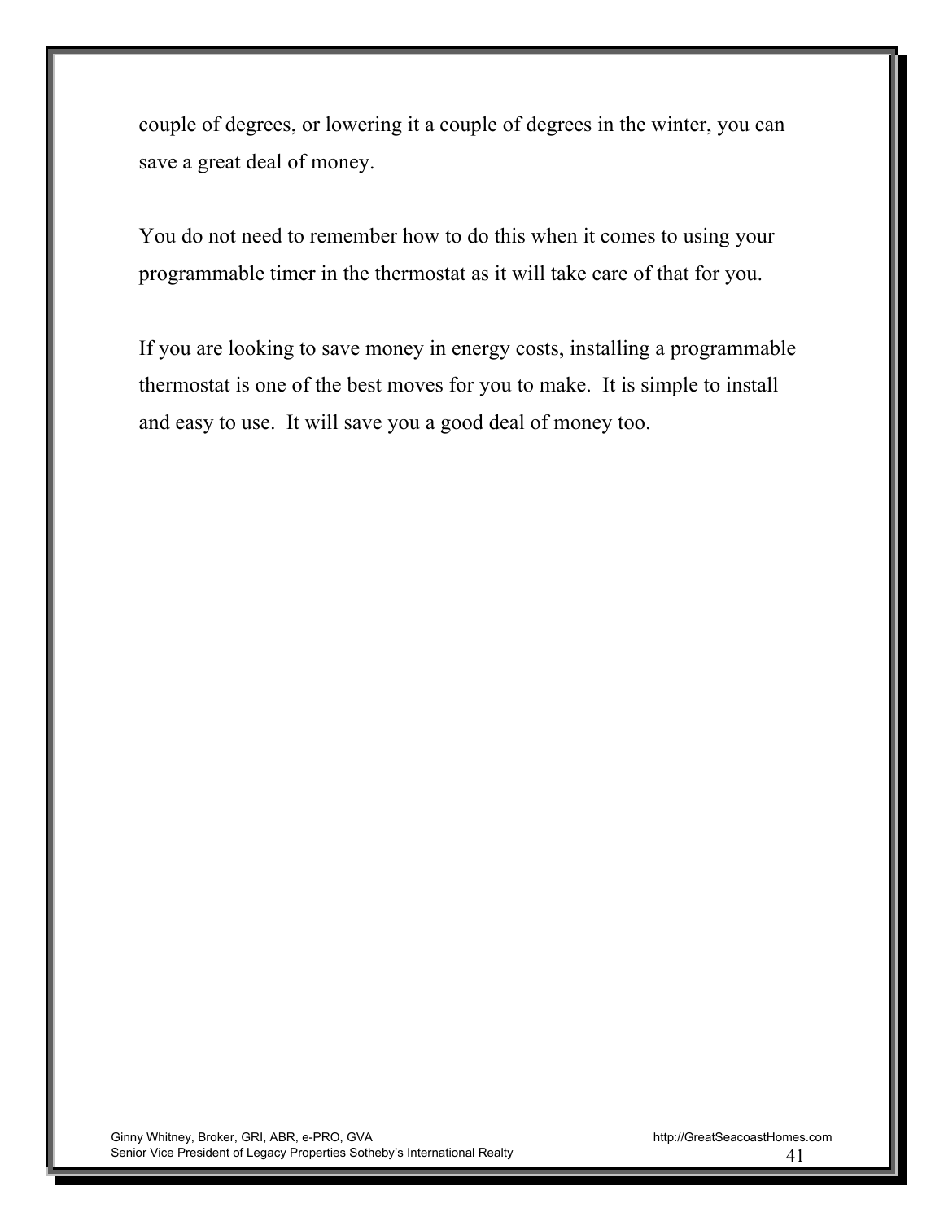couple of degrees, or lowering it a couple of degrees in the winter, you can save a great deal of money.

You do not need to remember how to do this when it comes to using your programmable timer in the thermostat as it will take care of that for you.

If you are looking to save money in energy costs, installing a programmable thermostat is one of the best moves for you to make. It is simple to install and easy to use. It will save you a good deal of money too.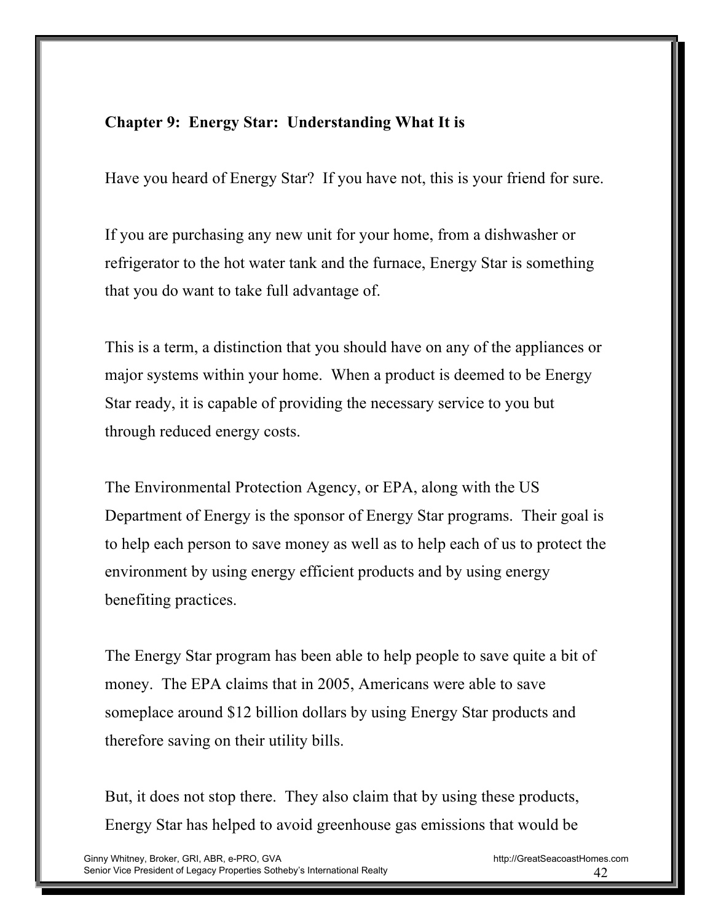## Chapter 9: Energy Star: Understanding What It is

Have you heard of Energy Star? If you have not, this is your friend for sure.

If you are purchasing any new unit for your home, from a dishwasher or refrigerator to the hot water tank and the furnace, Energy Star is something that you do want to take full advantage of.

This is a term, a distinction that you should have on any of the appliances or major systems within your home. When a product is deemed to be Energy Star ready, it is capable of providing the necessary service to you but through reduced energy costs.

The Environmental Protection Agency, or EPA, along with the US Department of Energy is the sponsor of Energy Star programs. Their goal is to help each person to save money as well as to help each of us to protect the environment by using energy efficient products and by using energy benefiting practices.

The Energy Star program has been able to help people to save quite a bit of money. The EPA claims that in 2005, Americans were able to save someplace around $12 billion dollars by using Energy Star products and therefore saving on their utility bills.

But, it does not stop there. They also claim that by using these products, Energy Star has helped to avoid greenhouse gas emissions that would be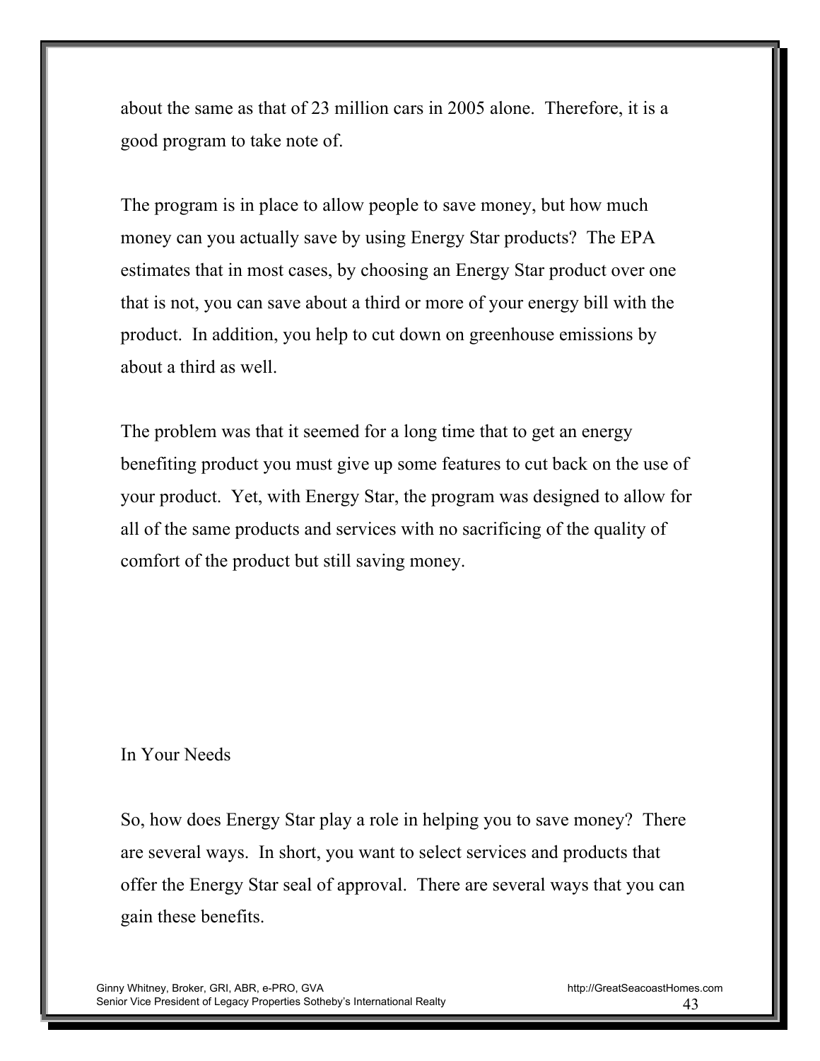about the same as that of 23 million cars in 2005 alone. Therefore, it is a good program to take note of.

The program is in place to allow people to save money, but how much money can you actually save by using Energy Star products? The EPA estimates that in most cases, by choosing an Energy Star product over one that is not, you can save about a third or more of your energy bill with the product. In addition, you help to cut down on greenhouse emissions by about a third as well.

The problem was that it seemed for a long time that to get an energy benefiting product you must give up some features to cut back on the use of your product. Yet, with Energy Star, the program was designed to allow for all of the same products and services with no sacrificing of the quality of comfort of the product but still saving money.

## In Your Needs

So, how does Energy Star play a role in helping you to save money? There are several ways. In short, you want to select services and products that offer the Energy Star seal of approval. There are several ways that you can gain these benefits.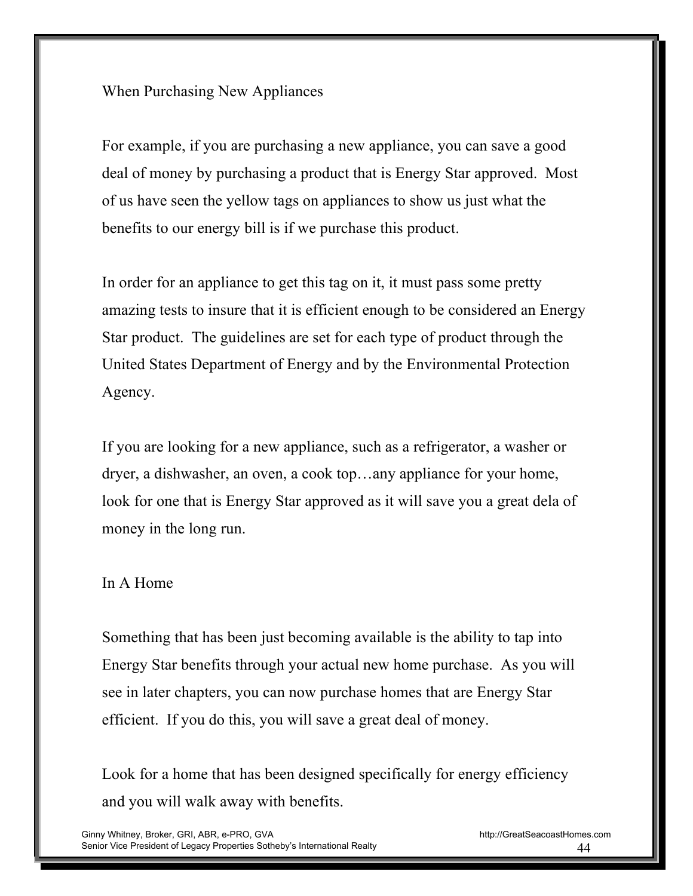## When Purchasing New Appliances

For example, if you are purchasing a new appliance, you can save a good deal of money by purchasing a product that is Energy Star approved. Most of us have seen the yellow tags on appliances to show us just what the benefits to our energy bill is if we purchase this product.

In order for an appliance to get this tag on it, it must pass some pretty amazing tests to insure that it is efficient enough to be considered an Energy Star product. The guidelines are set for each type of product through the United States Department of Energy and by the Environmental Protection Agency.

If you are looking for a new appliance, such as a refrigerator, a washer or dryer, a dishwasher, an oven, a cook top…any appliance for your home, look for one that is Energy Star approved as it will save you a great dela of money in the long run.

## In A Home

Something that has been just becoming available is the ability to tap into Energy Star benefits through your actual new home purchase. As you will see in later chapters, you can now purchase homes that are Energy Star efficient. If you do this, you will save a great deal of money.

Look for a home that has been designed specifically for energy efficiency and you will walk away with benefits.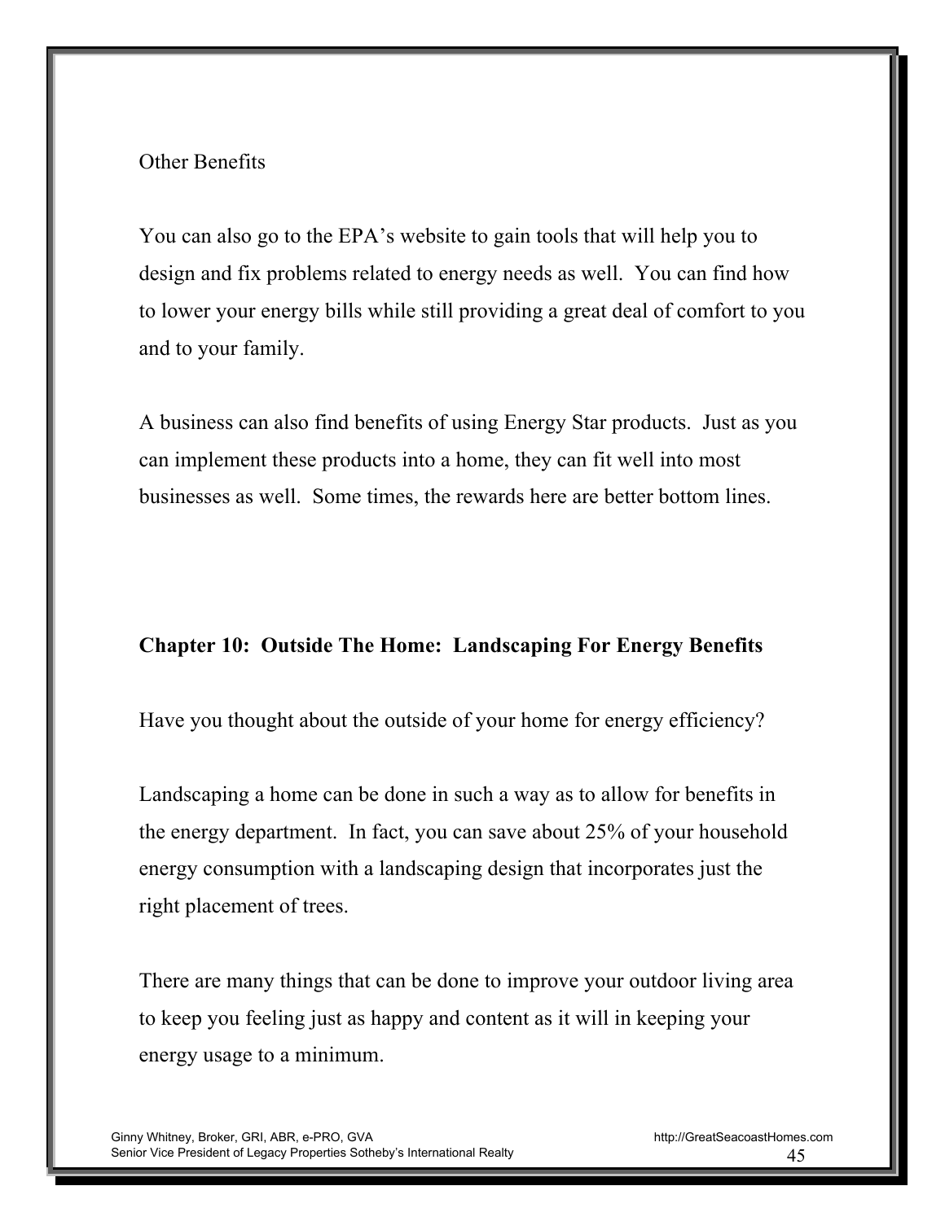Other Benefits

You can also go to the EPA's website to gain tools that will help you to design and fix problems related to energy needs as well. You can find how to lower your energy bills while still providing a great deal of comfort to you and to your family.

A business can also find benefits of using Energy Star products. Just as you can implement these products into a home, they can fit well into most businesses as well. Some times, the rewards here are better bottom lines.

## Chapter 10: Outside The Home: Landscaping For Energy Benefits

Have you thought about the outside of your home for energy efficiency?

Landscaping a home can be done in such a way as to allow for benefits in the energy department. In fact, you can save about 25% of your household energy consumption with a landscaping design that incorporates just the right placement of trees.

There are many things that can be done to improve your outdoor living area to keep you feeling just as happy and content as it will in keeping your energy usage to a minimum.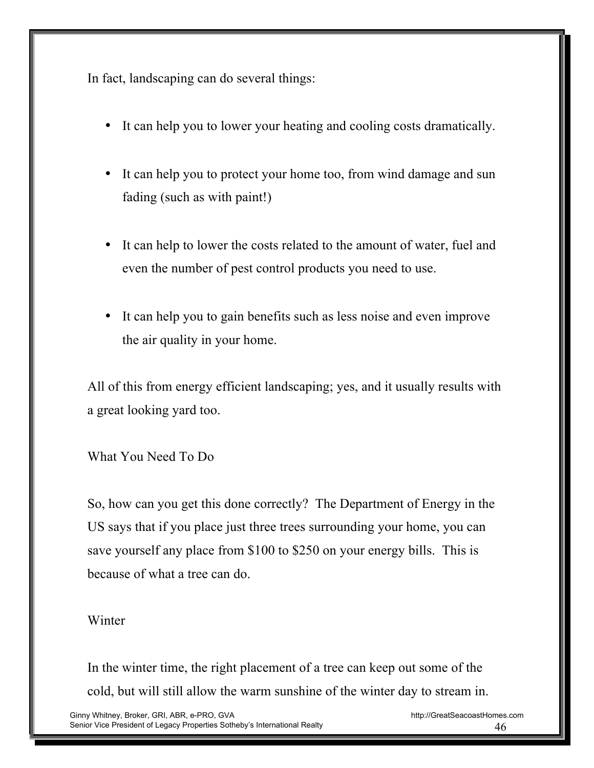In fact, landscaping can do several things:

- It can help you to lower your heating and cooling costs dramatically.
- It can help you to protect your home too, from wind damage and sun fading (such as with paint!)
- It can help to lower the costs related to the amount of water, fuel and even the number of pest control products you need to use.
- It can help you to gain benefits such as less noise and even improve the air quality in your home.

All of this from energy efficient landscaping; yes, and it usually results with a great looking yard too.

What You Need To Do

So, how can you get this done correctly? The Department of Energy in the US says that if you place just three trees surrounding your home, you can save yourself any place from $100 to $250 on your energy bills. This is because of what a tree can do.

Winter

In the winter time, the right placement of a tree can keep out some of the cold, but will still allow the warm sunshine of the winter day to stream in.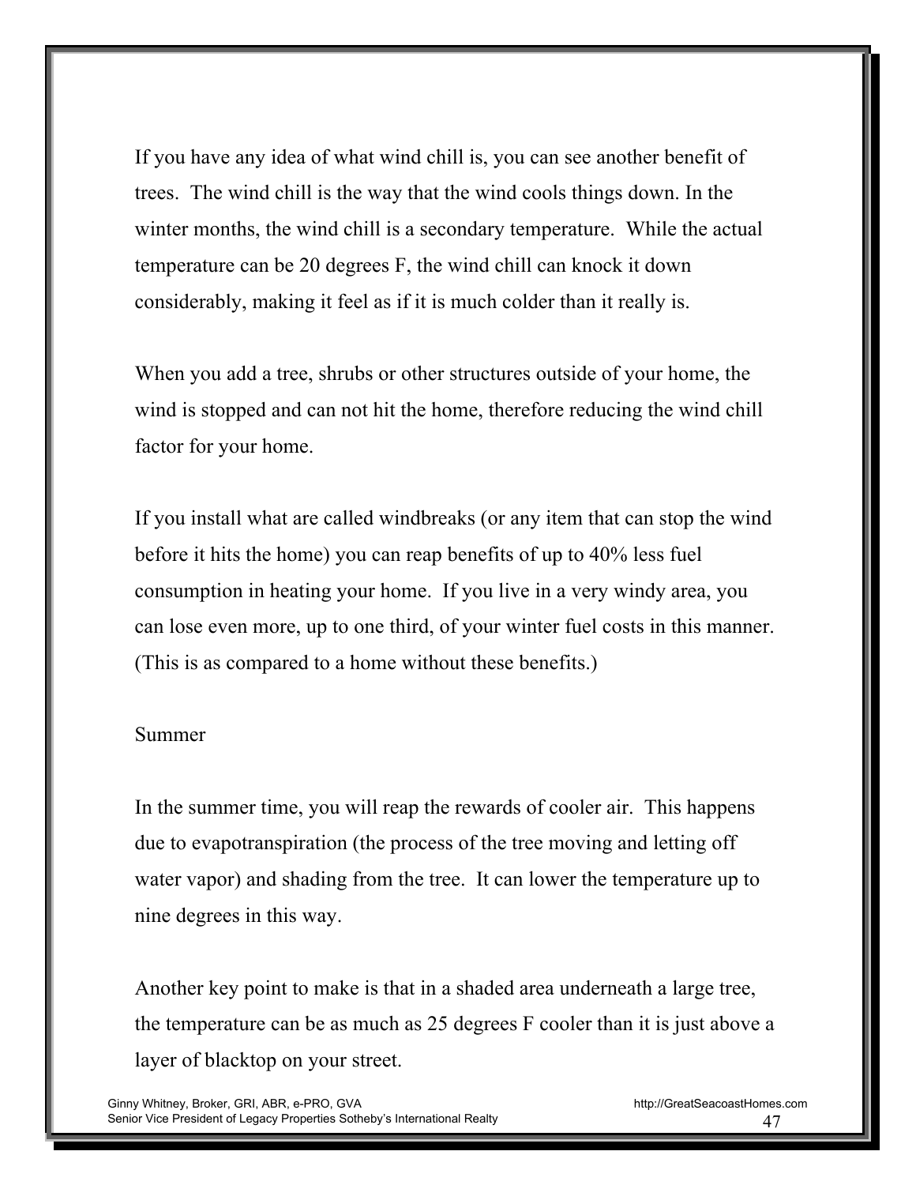If you have any idea of what wind chill is, you can see another benefit of trees. The wind chill is the way that the wind cools things down. In the winter months, the wind chill is a secondary temperature. While the actual temperature can be 20 degrees F, the wind chill can knock it down considerably, making it feel as if it is much colder than it really is.

When you add a tree, shrubs or other structures outside of your home, the wind is stopped and can not hit the home, therefore reducing the wind chill factor for your home.

If you install what are called windbreaks (or any item that can stop the wind before it hits the home) you can reap benefits of up to 40% less fuel consumption in heating your home. If you live in a very windy area, you can lose even more, up to one third, of your winter fuel costs in this manner. (This is as compared to a home without these benefits.)

Summer

In the summer time, you will reap the rewards of cooler air. This happens due to evapotranspiration (the process of the tree moving and letting off water vapor) and shading from the tree. It can lower the temperature up to nine degrees in this way.

Another key point to make is that in a shaded area underneath a large tree, the temperature can be as much as 25 degrees F cooler than it is just above a layer of blacktop on your street.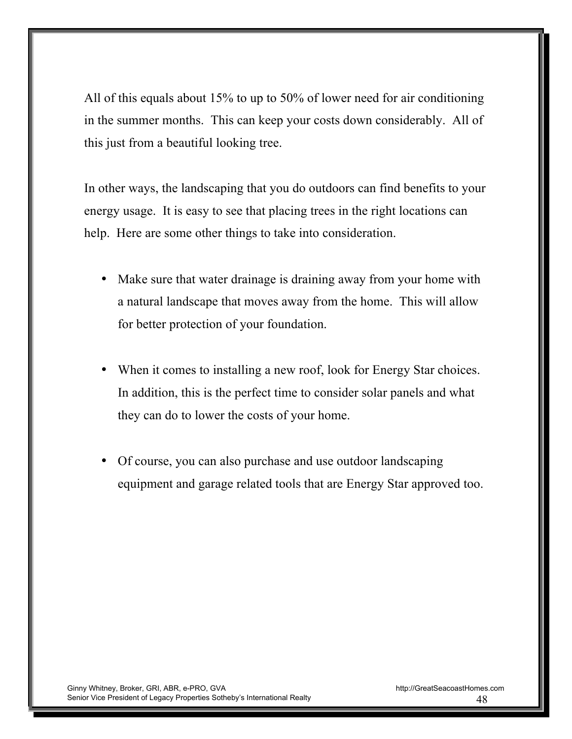All of this equals about 15% to up to 50% of lower need for air conditioning in the summer months. This can keep your costs down considerably. All of this just from a beautiful looking tree.

In other ways, the landscaping that you do outdoors can find benefits to your energy usage. It is easy to see that placing trees in the right locations can help. Here are some other things to take into consideration.

- Make sure that water drainage is draining away from your home with a natural landscape that moves away from the home. This will allow for better protection of your foundation.

- When it comes to installing a new roof, look for Energy Star choices. In addition, this is the perfect time to consider solar panels and what they can do to lower the costs of your home.

- Of course, you can also purchase and use outdoor landscaping equipment and garage related tools that are Energy Star approved too.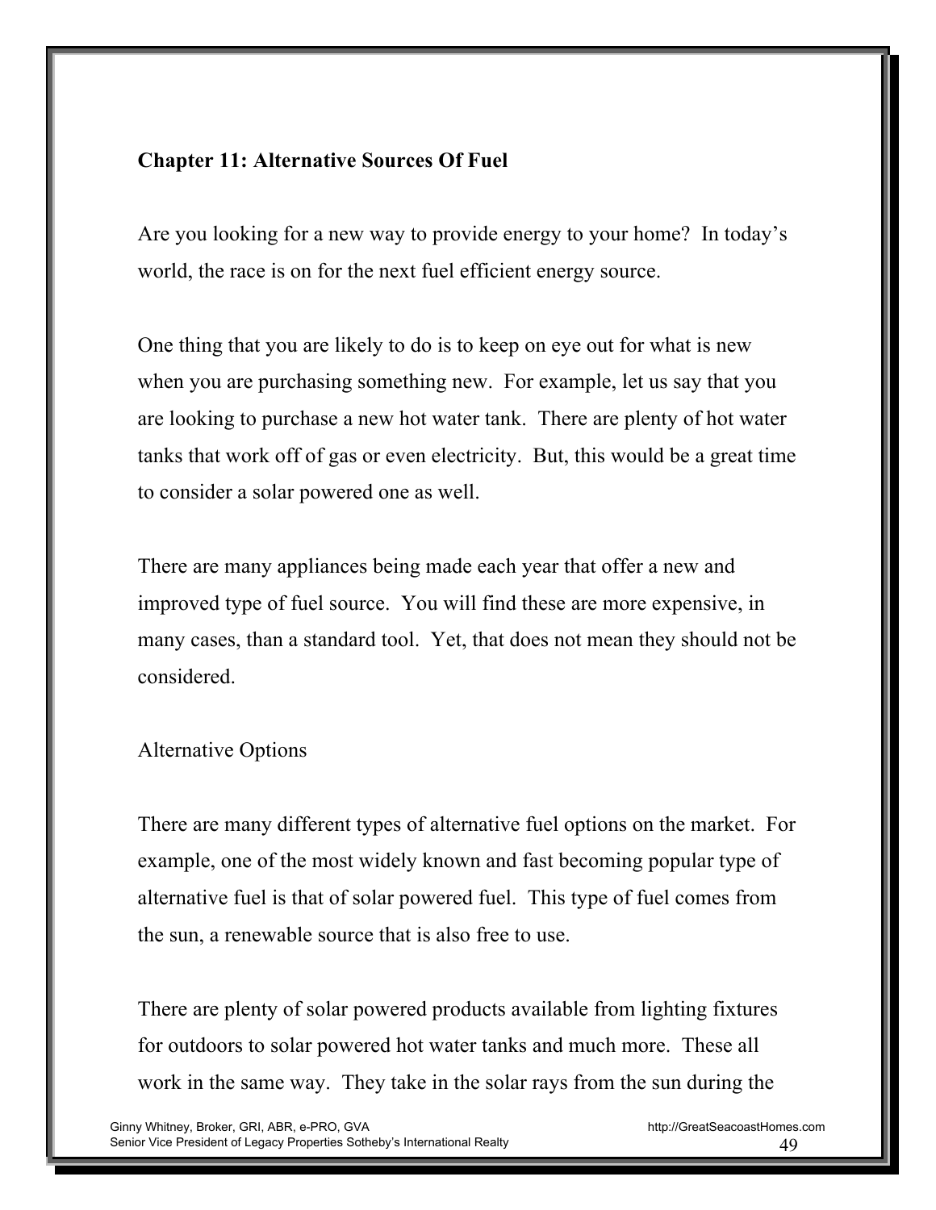## Chapter 11: Alternative Sources Of Fuel

Are you looking for a new way to provide energy to your home? In today's world, the race is on for the next fuel efficient energy source.

One thing that you are likely to do is to keep on eye out for what is new when you are purchasing something new. For example, let us say that you are looking to purchase a new hot water tank. There are plenty of hot water tanks that work off of gas or even electricity. But, this would be a great time to consider a solar powered one as well.

There are many appliances being made each year that offer a new and improved type of fuel source. You will find these are more expensive, in many cases, than a standard tool. Yet, that does not mean they should not be considered.

### Alternative Options

There are many different types of alternative fuel options on the market. For example, one of the most widely known and fast becoming popular type of alternative fuel is that of solar powered fuel. This type of fuel comes from the sun, a renewable source that is also free to use.

There are plenty of solar powered products available from lighting fixtures for outdoors to solar powered hot water tanks and much more. These all work in the same way. They take in the solar rays from the sun during the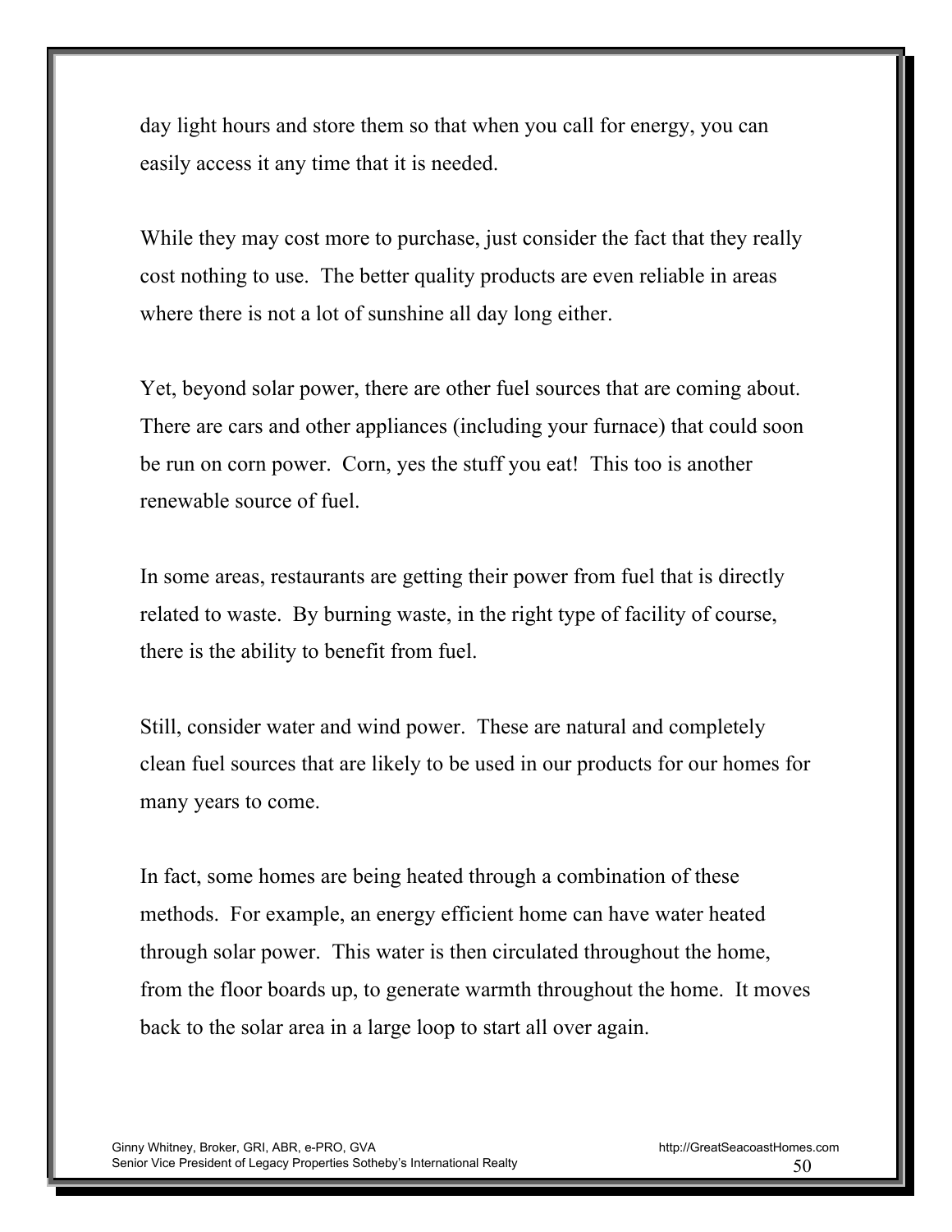day light hours and store them so that when you call for energy, you can easily access it any time that it is needed.

While they may cost more to purchase, just consider the fact that they really cost nothing to use. The better quality products are even reliable in areas where there is not a lot of sunshine all day long either.

Yet, beyond solar power, there are other fuel sources that are coming about. There are cars and other appliances (including your furnace) that could soon be run on corn power. Corn, yes the stuff you eat! This too is another renewable source of fuel.

In some areas, restaurants are getting their power from fuel that is directly related to waste. By burning waste, in the right type of facility of course, there is the ability to benefit from fuel.

Still, consider water and wind power. These are natural and completely clean fuel sources that are likely to be used in our products for our homes for many years to come.

In fact, some homes are being heated through a combination of these methods. For example, an energy efficient home can have water heated through solar power. This water is then circulated throughout the home, from the floor boards up, to generate warmth throughout the home. It moves back to the solar area in a large loop to start all over again.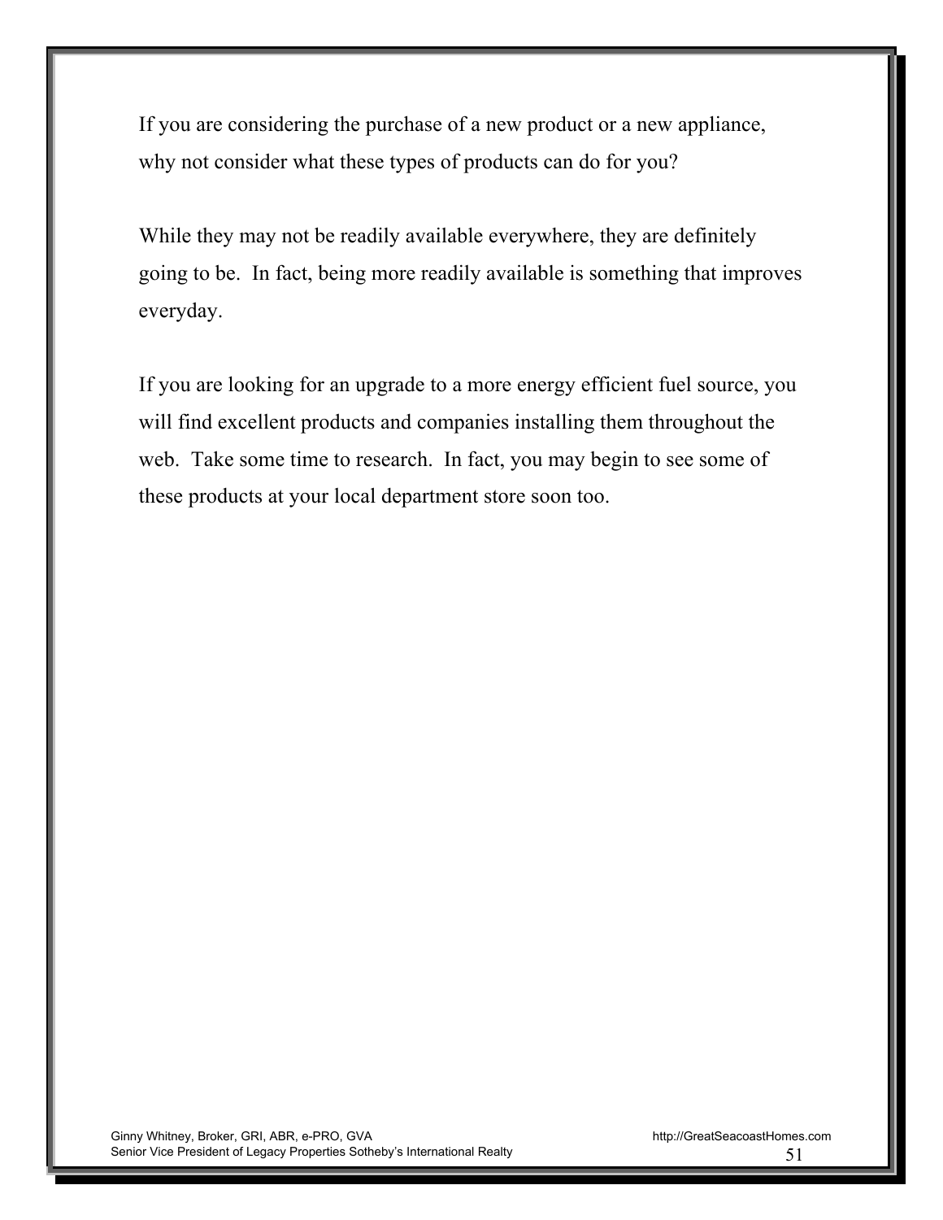If you are considering the purchase of a new product or a new appliance, why not consider what these types of products can do for you?

While they may not be readily available everywhere, they are definitely going to be. In fact, being more readily available is something that improves everyday.

If you are looking for an upgrade to a more energy efficient fuel source, you will find excellent products and companies installing them throughout the web. Take some time to research. In fact, you may begin to see some of these products at your local department store soon too.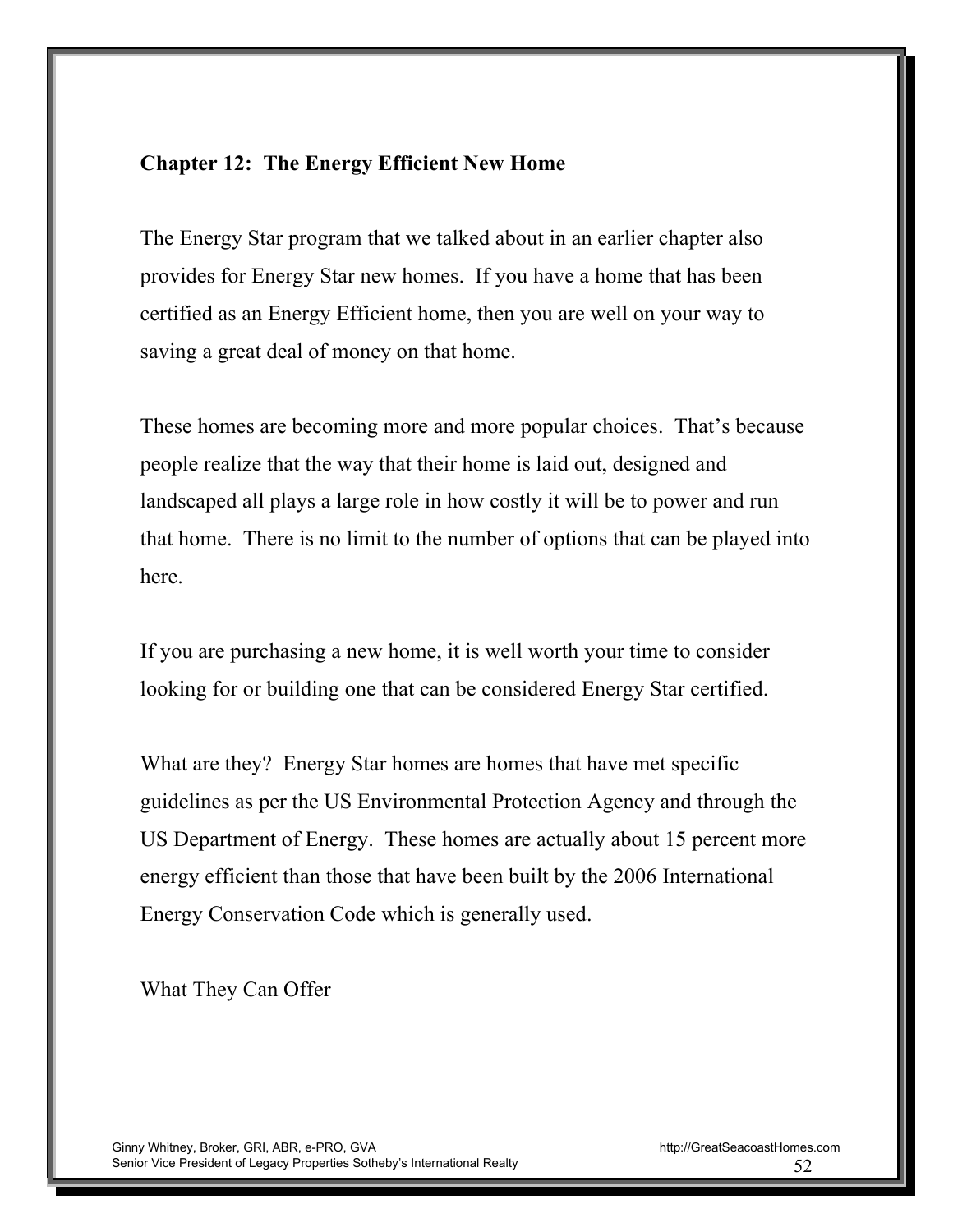## Chapter 12: The Energy Efficient New Home

The Energy Star program that we talked about in an earlier chapter also provides for Energy Star new homes. If you have a home that has been certified as an Energy Efficient home, then you are well on your way to saving a great deal of money on that home.

These homes are becoming more and more popular choices. That's because people realize that the way that their home is laid out, designed and landscaped all plays a large role in how costly it will be to power and run that home. There is no limit to the number of options that can be played into here.

If you are purchasing a new home, it is well worth your time to consider looking for or building one that can be considered Energy Star certified.

What are they? Energy Star homes are homes that have met specific guidelines as per the US Environmental Protection Agency and through the US Department of Energy. These homes are actually about 15 percent more energy efficient than those that have been built by the 2006 International Energy Conservation Code which is generally used.

What They Can Offer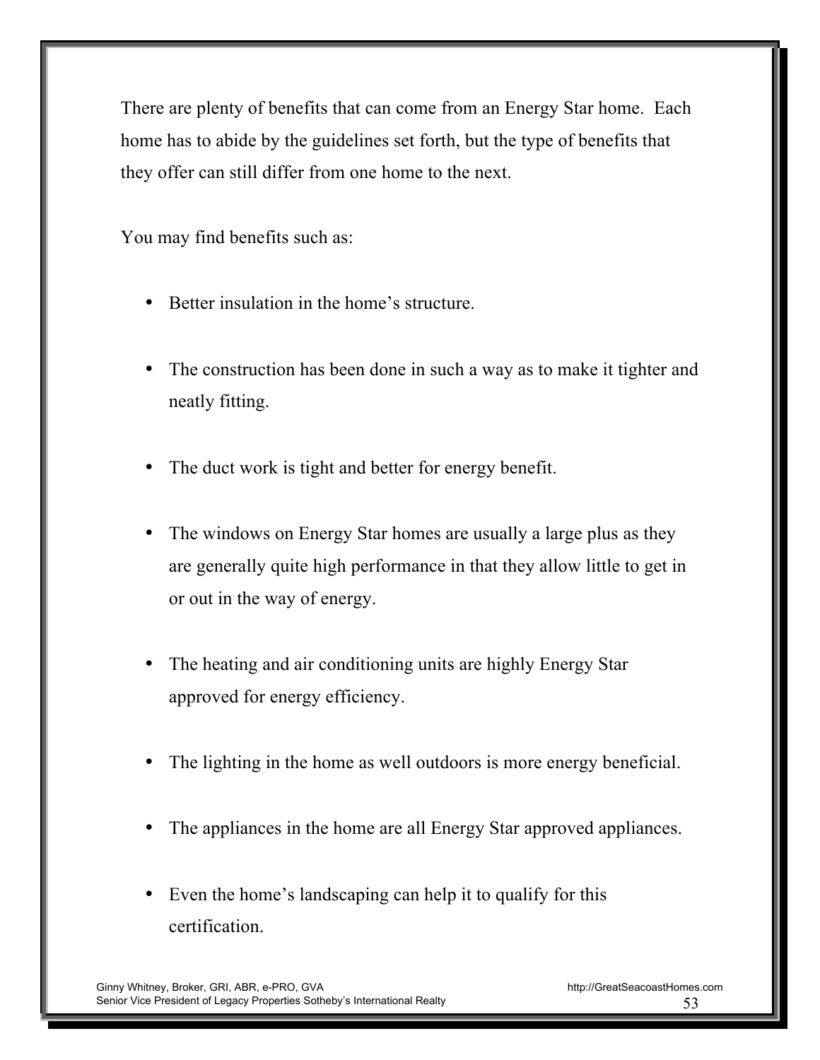There are plenty of benefits that can come from an Energy Star home. Each home has to abide by the guidelines set forth, but the type of benefits that they offer can still differ from one home to the next.

You may find benefits such as:

- Better insulation in the home's structure.
- The construction has been done in such a way as to make it tighter and neatly fitting.
- The duct work is tight and better for energy benefit.
- The windows on Energy Star homes are usually a large plus as they are generally quite high performance in that they allow little to get in or out in the way of energy.
- The heating and air conditioning units are highly Energy Star approved for energy efficiency.
- The lighting in the home as well outdoors is more energy beneficial.
- The appliances in the home are all Energy Star approved appliances.
- Even the home's landscaping can help it to qualify for this certification.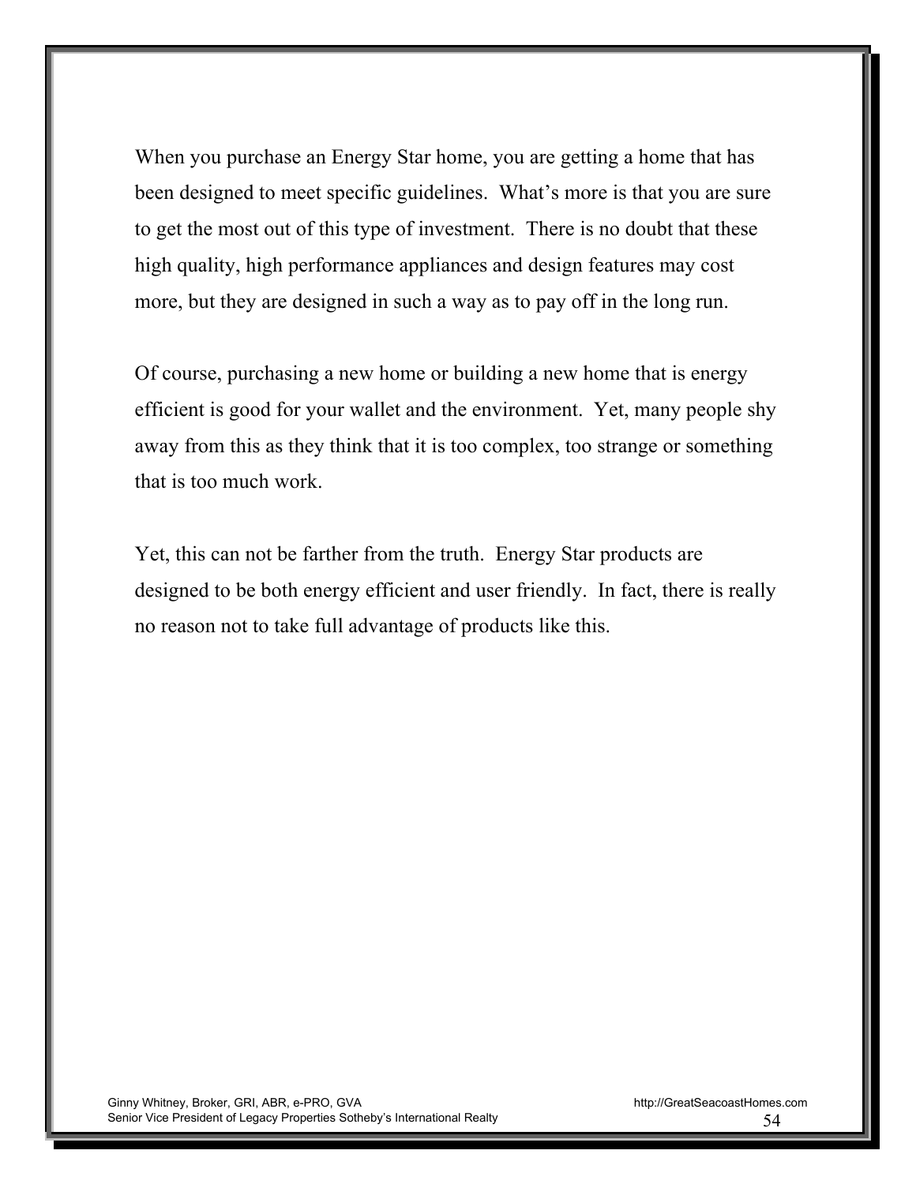When you purchase an Energy Star home, you are getting a home that has been designed to meet specific guidelines. What's more is that you are sure to get the most out of this type of investment. There is no doubt that these high quality, high performance appliances and design features may cost more, but they are designed in such a way as to pay off in the long run.

Of course, purchasing a new home or building a new home that is energy efficient is good for your wallet and the environment. Yet, many people shy away from this as they think that it is too complex, too strange or something that is too much work.

Yet, this can not be farther from the truth. Energy Star products are designed to be both energy efficient and user friendly. In fact, there is really no reason not to take full advantage of products like this.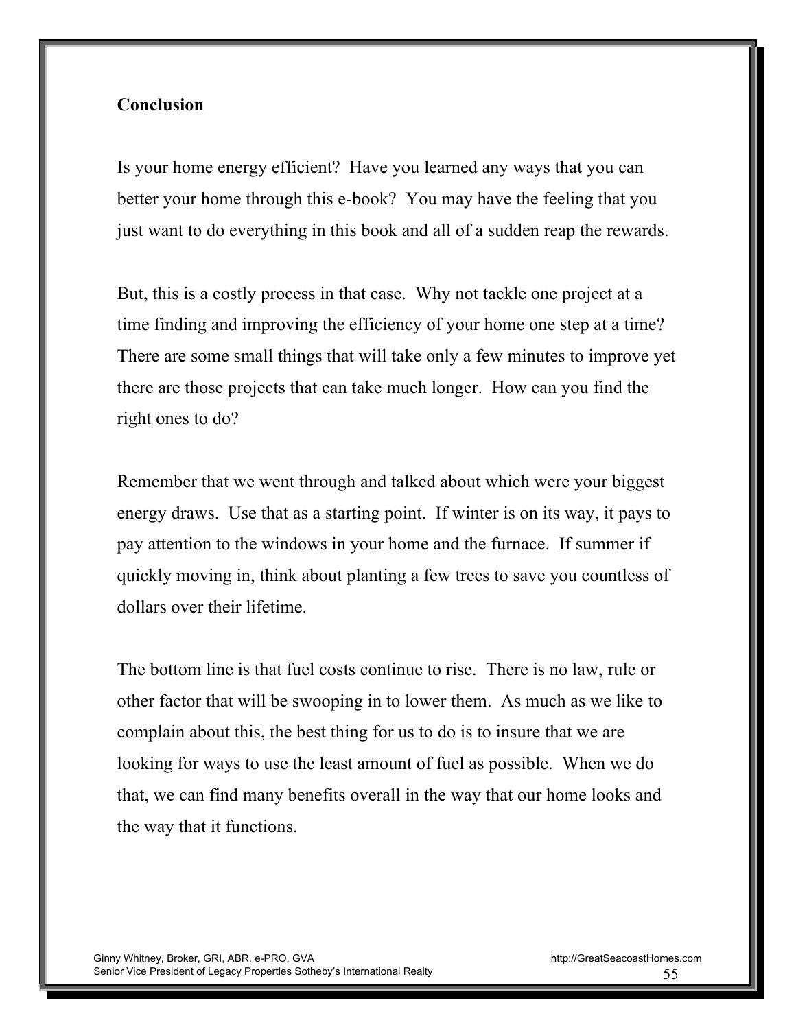## Conclusion

Is your home energy efficient? Have you learned any ways that you can better your home through this e-book? You may have the feeling that you just want to do everything in this book and all of a sudden reap the rewards.

But, this is a costly process in that case. Why not tackle one project at a time finding and improving the efficiency of your home one step at a time? There are some small things that will take only a few minutes to improve yet there are those projects that can take much longer. How can you find the right ones to do?

Remember that we went through and talked about which were your biggest energy draws. Use that as a starting point. If winter is on its way, it pays to pay attention to the windows in your home and the furnace. If summer if quickly moving in, think about planting a few trees to save you countless of dollars over their lifetime.

The bottom line is that fuel costs continue to rise. There is no law, rule or other factor that will be swooping in to lower them. As much as we like to complain about this, the best thing for us to do is to insure that we are looking for ways to use the least amount of fuel as possible. When we do that, we can find many benefits overall in the way that our home looks and the way that it functions.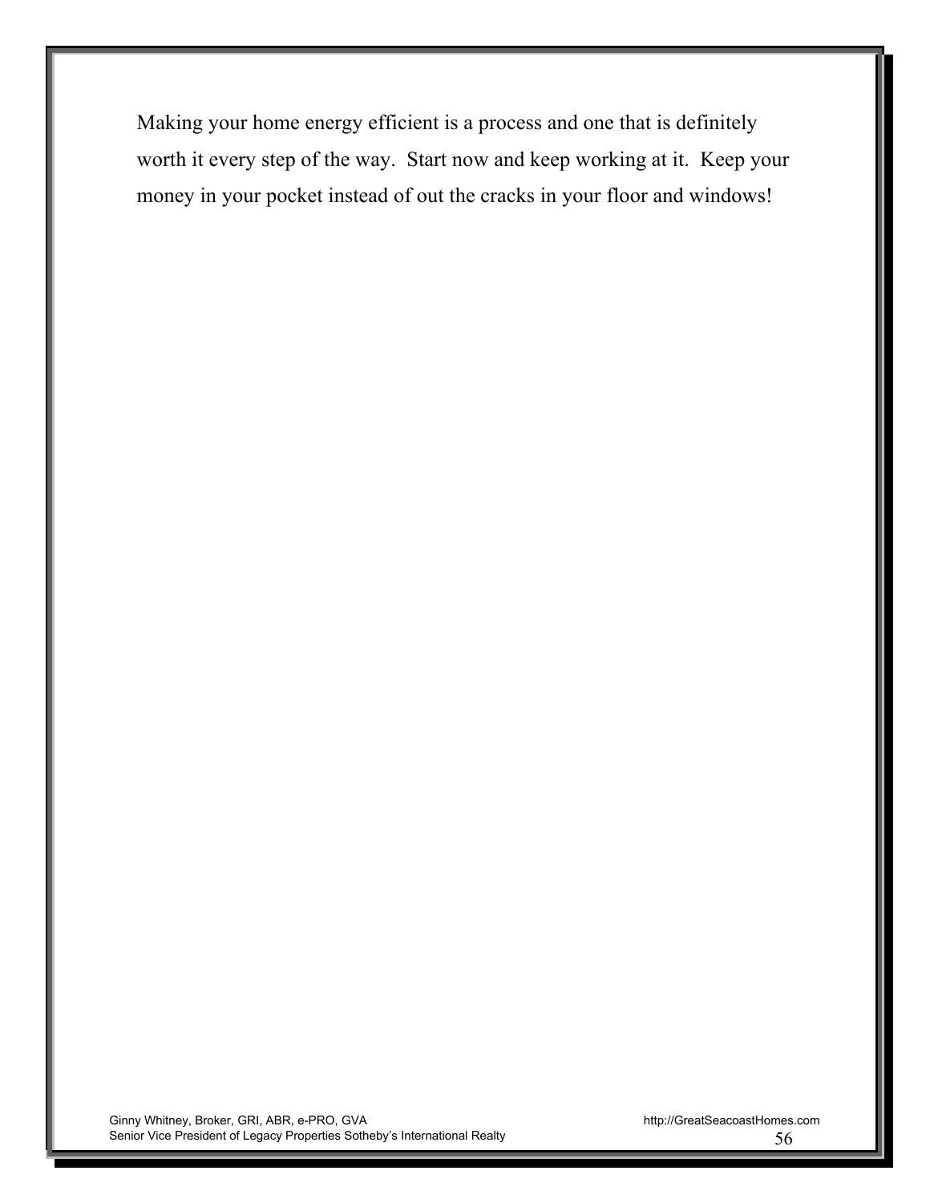Making your home energy efficient is a process and one that is definitely worth it every step of the way. Start now and keep working at it. Keep your money in your pocket instead of out the cracks in your floor and windows!